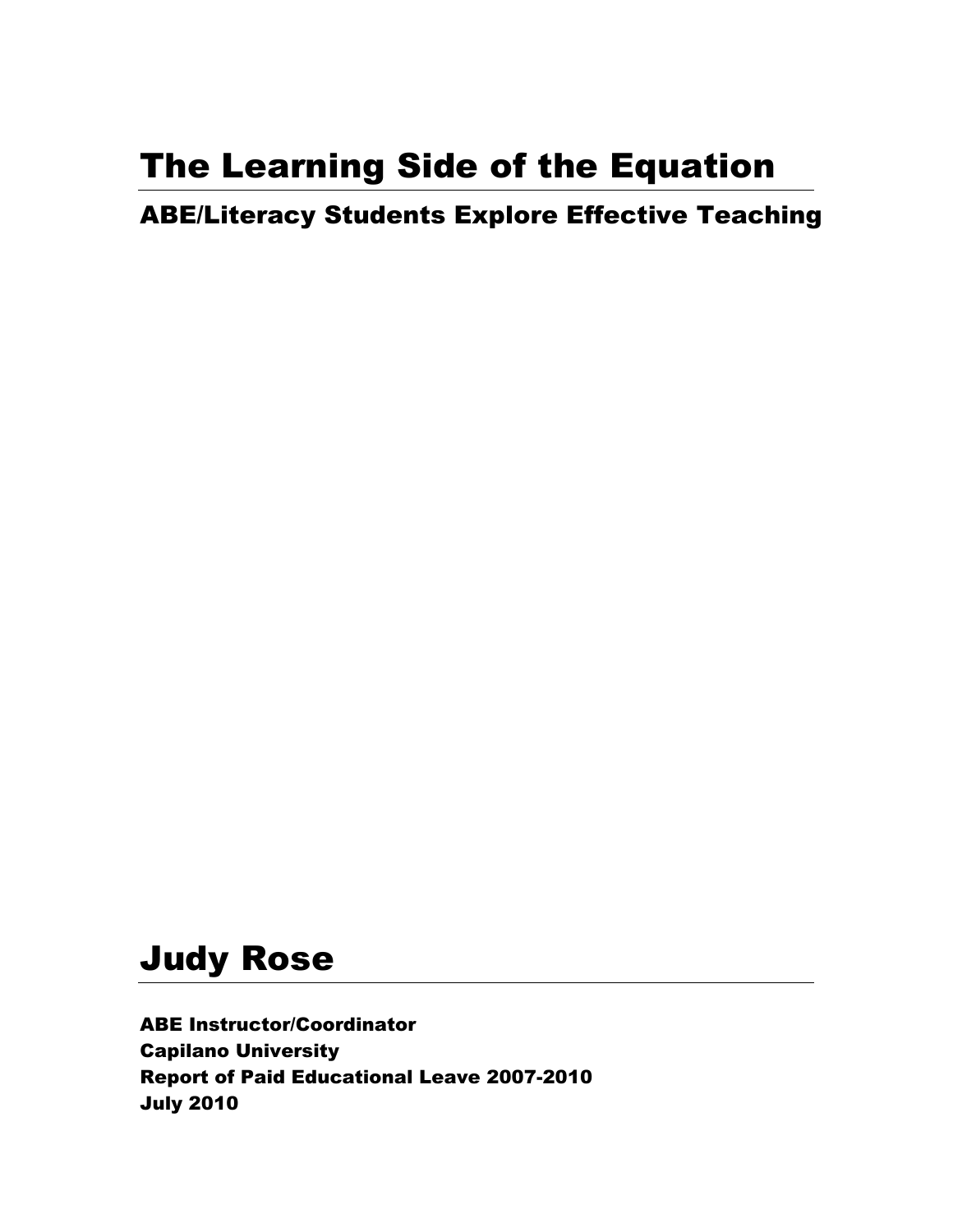# The Learning Side of the Equation

## ABE/Literacy Students Explore Effective Teaching

# Judy Rose

**ABE Instructor/Coordinator**
**Capilano University**
**Report of Paid Educational Leave 2007-2010**
**July 2010**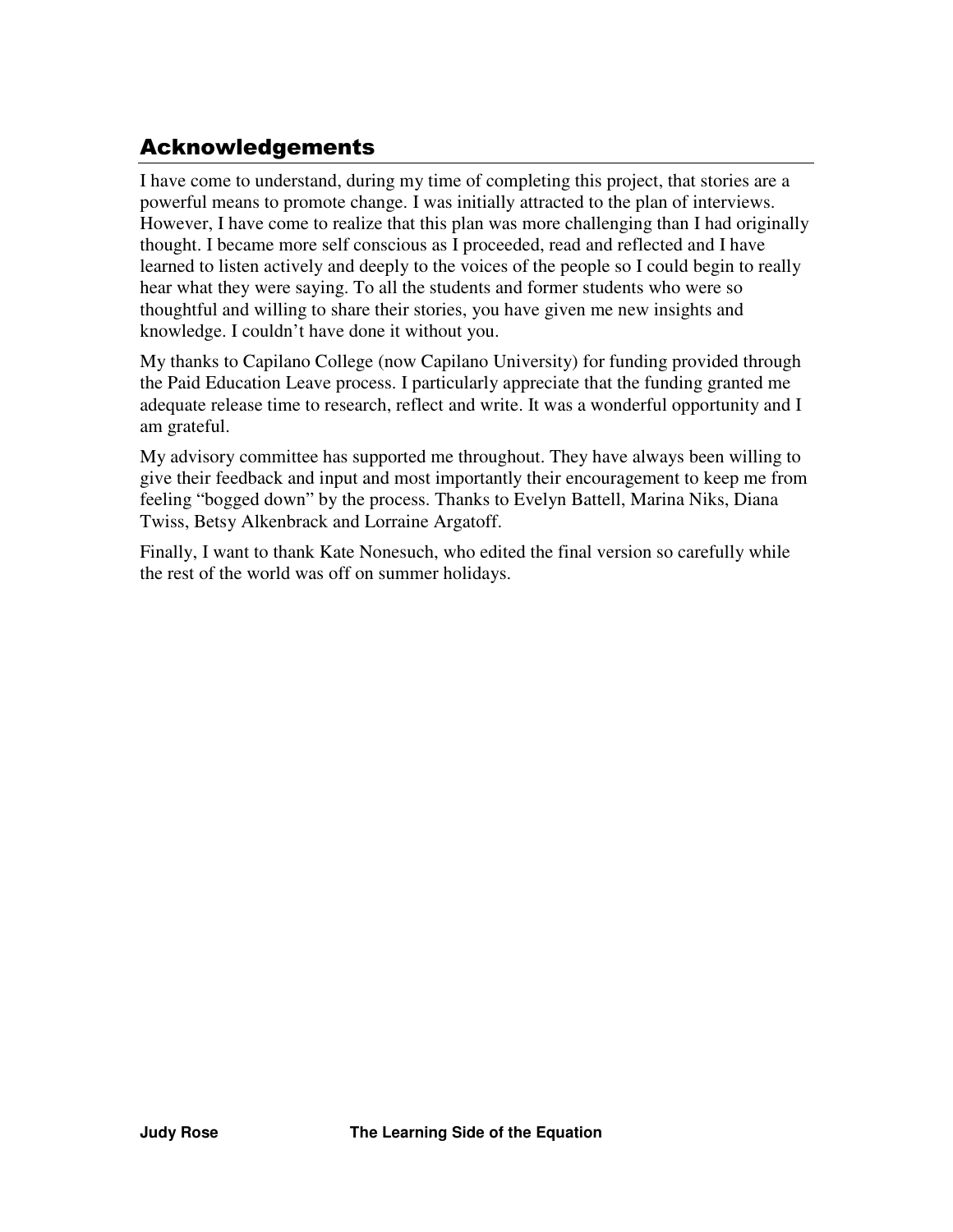## Acknowledgements

I have come to understand, during my time of completing this project, that stories are a powerful means to promote change. I was initially attracted to the plan of interviews. However, I have come to realize that this plan was more challenging than I had originally thought. I became more self conscious as I proceeded, read and reflected and I have learned to listen actively and deeply to the voices of the people so I could begin to really hear what they were saying. To all the students and former students who were so thoughtful and willing to share their stories, you have given me new insights and knowledge. I couldn't have done it without you.

My thanks to Capilano College (now Capilano University) for funding provided through the Paid Education Leave process. I particularly appreciate that the funding granted me adequate release time to research, reflect and write. It was a wonderful opportunity and I am grateful.

My advisory committee has supported me throughout. They have always been willing to give their feedback and input and most importantly their encouragement to keep me from feeling "bogged down" by the process. Thanks to Evelyn Battell, Marina Niks, Diana Twiss, Betsy Alkenbrack and Lorraine Argatoff.

Finally, I want to thank Kate Nonesuch, who edited the final version so carefully while the rest of the world was off on summer holidays.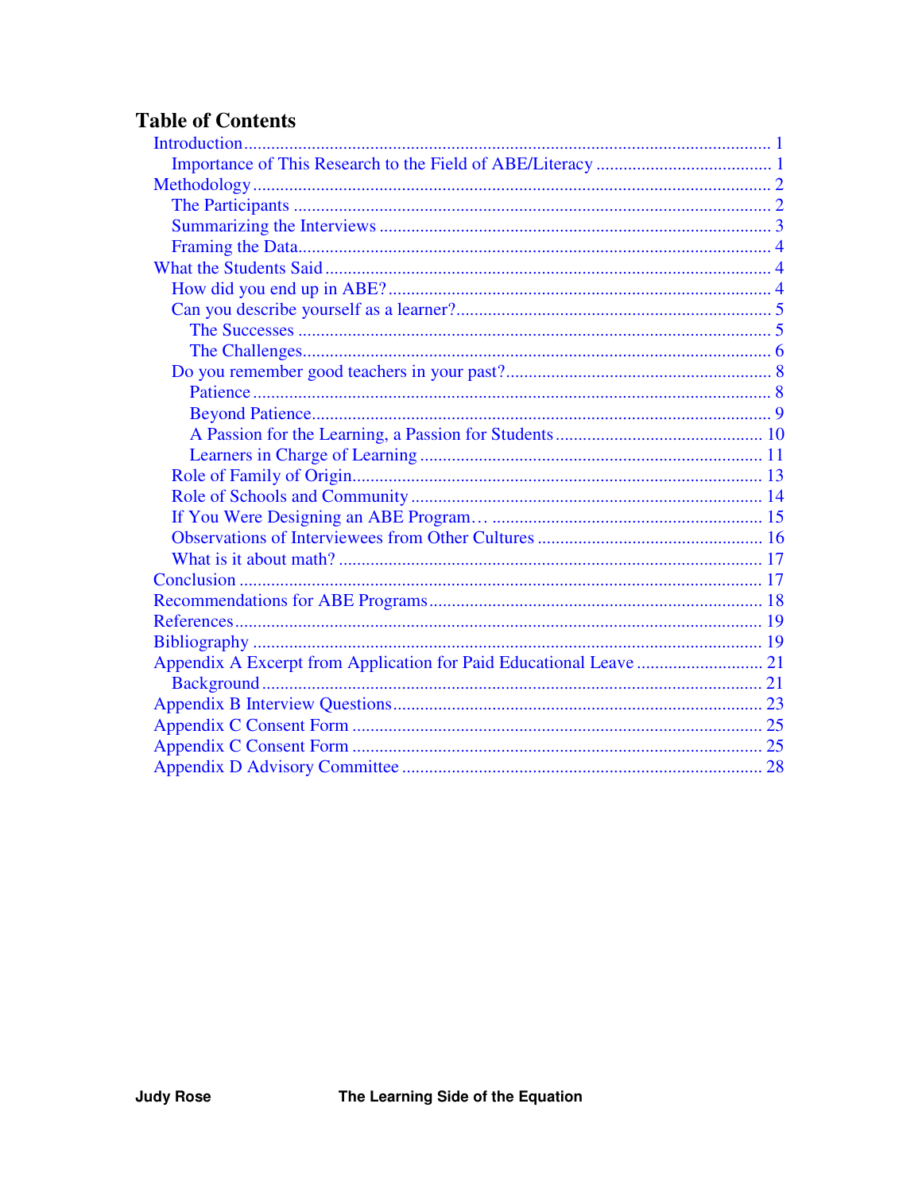# Table of Contents

- Introduction ........ 1
  - Importance of This Research to the Field of ABE/Literacy ........ 1
- Methodology ........ 2
  - The Participants ........ 2
  - Summarizing the Interviews ........ 3
  - Framing the Data ........ 4
- What the Students Said ........ 4
  - How did you end up in ABE? ........ 4
  - Can you describe yourself as a learner? ........ 5
    - The Successes ........ 5
    - The Challenges ........ 6
  - Do you remember good teachers in your past? ........ 8
    - Patience ........ 8
    - Beyond Patience ........ 9
    - A Passion for the Learning, a Passion for Students ........ 10
    - Learners in Charge of Learning ........ 11
  - Role of Family of Origin ........ 13
  - Role of Schools and Community ........ 14
  - If You Were Designing an ABE Program… ........ 15
  - Observations of Interviewees from Other Cultures ........ 16
  - What is it about math? ........ 17
- Conclusion ........ 17
- Recommendations for ABE Programs ........ 18
- References ........ 19
- Bibliography ........ 19
- Appendix A Excerpt from Application for Paid Educational Leave ........ 21
  - Background ........ 21
- Appendix B Interview Questions ........ 23
- Appendix C Consent Form ........ 25
- Appendix C Consent Form ........ 25
- Appendix D Advisory Committee ........ 28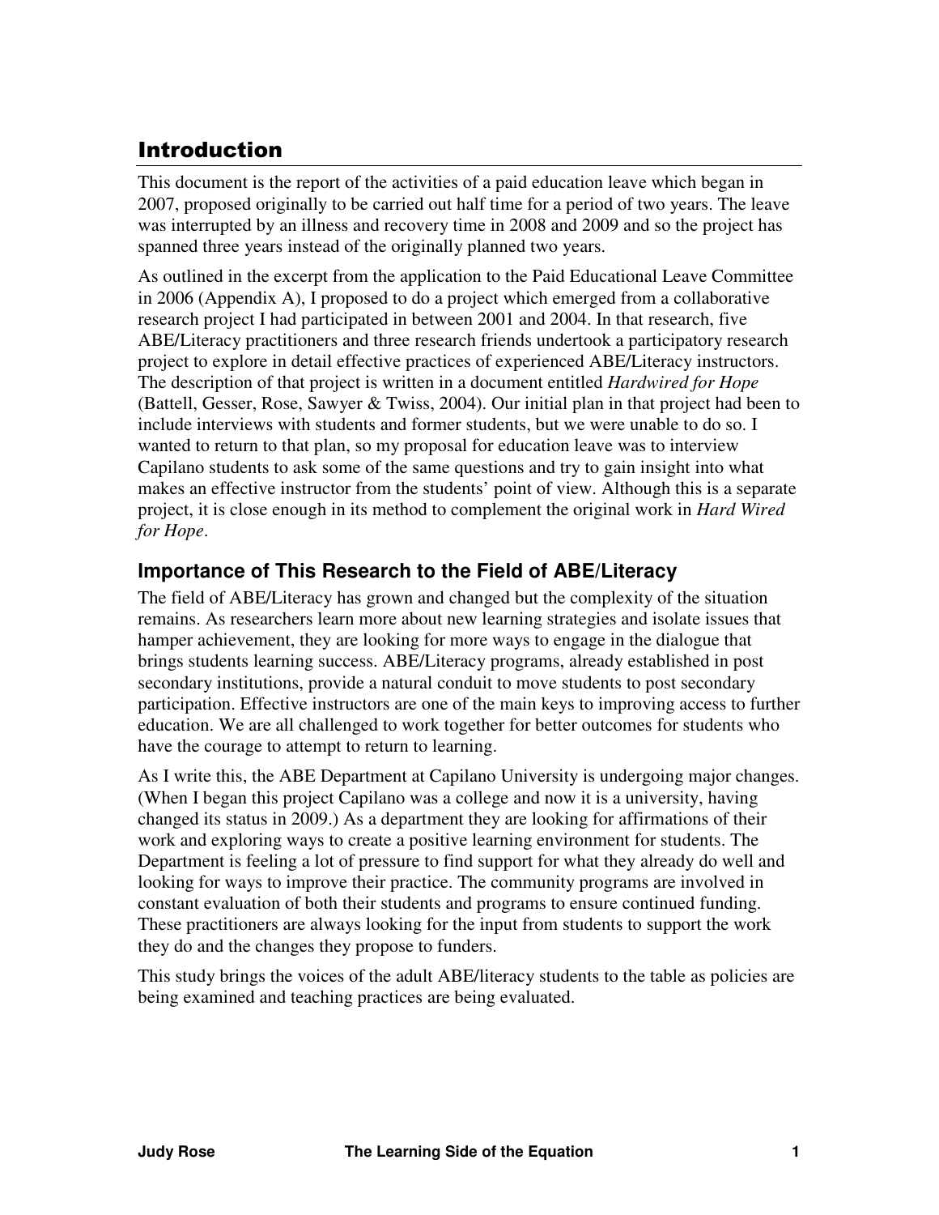# Introduction

This document is the report of the activities of a paid education leave which began in 2007, proposed originally to be carried out half time for a period of two years. The leave was interrupted by an illness and recovery time in 2008 and 2009 and so the project has spanned three years instead of the originally planned two years.

As outlined in the excerpt from the application to the Paid Educational Leave Committee in 2006 (Appendix A), I proposed to do a project which emerged from a collaborative research project I had participated in between 2001 and 2004. In that research, five ABE/Literacy practitioners and three research friends undertook a participatory research project to explore in detail effective practices of experienced ABE/Literacy instructors. The description of that project is written in a document entitled *Hardwired for Hope* (Battell, Gesser, Rose, Sawyer & Twiss, 2004). Our initial plan in that project had been to include interviews with students and former students, but we were unable to do so. I wanted to return to that plan, so my proposal for education leave was to interview Capilano students to ask some of the same questions and try to gain insight into what makes an effective instructor from the students' point of view. Although this is a separate project, it is close enough in its method to complement the original work in *Hard Wired for Hope*.

## Importance of This Research to the Field of ABE/Literacy

The field of ABE/Literacy has grown and changed but the complexity of the situation remains. As researchers learn more about new learning strategies and isolate issues that hamper achievement, they are looking for more ways to engage in the dialogue that brings students learning success. ABE/Literacy programs, already established in post secondary institutions, provide a natural conduit to move students to post secondary participation. Effective instructors are one of the main keys to improving access to further education. We are all challenged to work together for better outcomes for students who have the courage to attempt to return to learning.

As I write this, the ABE Department at Capilano University is undergoing major changes. (When I began this project Capilano was a college and now it is a university, having changed its status in 2009.) As a department they are looking for affirmations of their work and exploring ways to create a positive learning environment for students. The Department is feeling a lot of pressure to find support for what they already do well and looking for ways to improve their practice. The community programs are involved in constant evaluation of both their students and programs to ensure continued funding. These practitioners are always looking for the input from students to support the work they do and the changes they propose to funders.

This study brings the voices of the adult ABE/literacy students to the table as policies are being examined and teaching practices are being evaluated.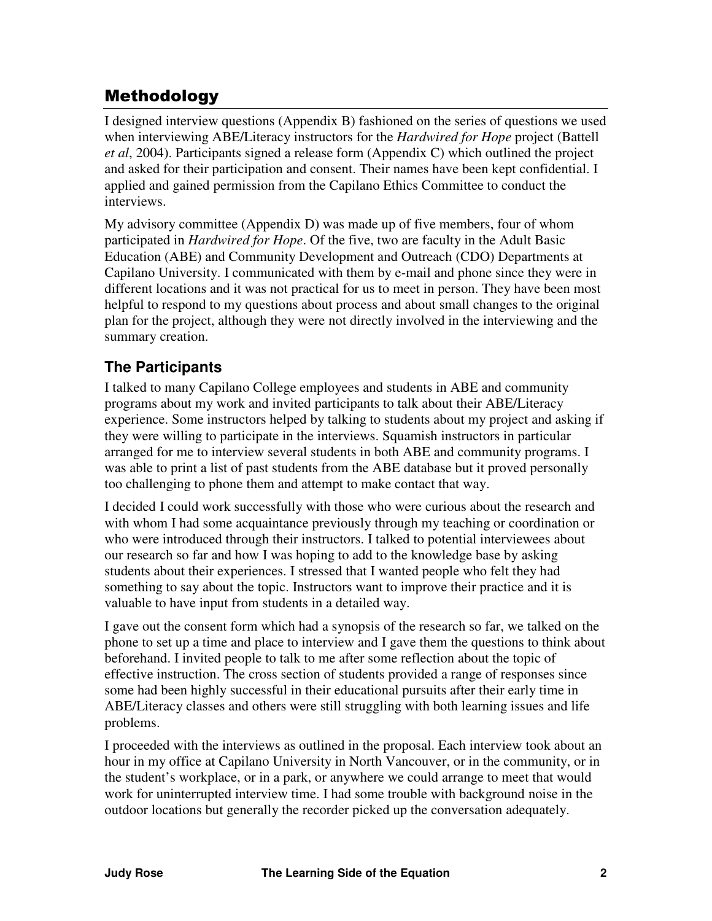## Methodology

I designed interview questions (Appendix B) fashioned on the series of questions we used when interviewing ABE/Literacy instructors for the *Hardwired for Hope* project (Battell *et al*, 2004). Participants signed a release form (Appendix C) which outlined the project and asked for their participation and consent. Their names have been kept confidential. I applied and gained permission from the Capilano Ethics Committee to conduct the interviews.

My advisory committee (Appendix D) was made up of five members, four of whom participated in *Hardwired for Hope*. Of the five, two are faculty in the Adult Basic Education (ABE) and Community Development and Outreach (CDO) Departments at Capilano University. I communicated with them by e-mail and phone since they were in different locations and it was not practical for us to meet in person. They have been most helpful to respond to my questions about process and about small changes to the original plan for the project, although they were not directly involved in the interviewing and the summary creation.

### The Participants

I talked to many Capilano College employees and students in ABE and community programs about my work and invited participants to talk about their ABE/Literacy experience. Some instructors helped by talking to students about my project and asking if they were willing to participate in the interviews. Squamish instructors in particular arranged for me to interview several students in both ABE and community programs. I was able to print a list of past students from the ABE database but it proved personally too challenging to phone them and attempt to make contact that way.

I decided I could work successfully with those who were curious about the research and with whom I had some acquaintance previously through my teaching or coordination or who were introduced through their instructors. I talked to potential interviewees about our research so far and how I was hoping to add to the knowledge base by asking students about their experiences. I stressed that I wanted people who felt they had something to say about the topic. Instructors want to improve their practice and it is valuable to have input from students in a detailed way.

I gave out the consent form which had a synopsis of the research so far, we talked on the phone to set up a time and place to interview and I gave them the questions to think about beforehand. I invited people to talk to me after some reflection about the topic of effective instruction. The cross section of students provided a range of responses since some had been highly successful in their educational pursuits after their early time in ABE/Literacy classes and others were still struggling with both learning issues and life problems.

I proceeded with the interviews as outlined in the proposal. Each interview took about an hour in my office at Capilano University in North Vancouver, or in the community, or in the student's workplace, or in a park, or anywhere we could arrange to meet that would work for uninterrupted interview time. I had some trouble with background noise in the outdoor locations but generally the recorder picked up the conversation adequately.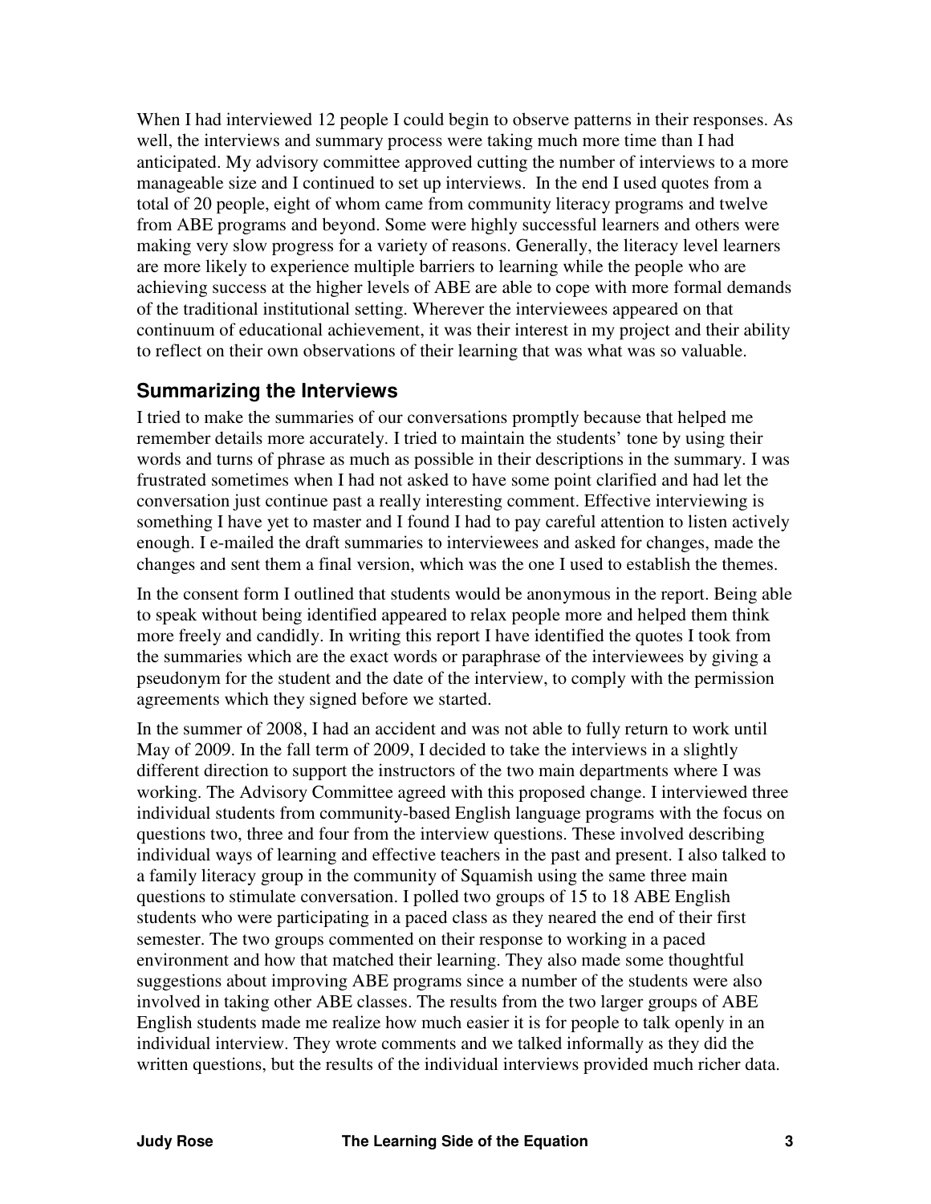When I had interviewed 12 people I could begin to observe patterns in their responses. As well, the interviews and summary process were taking much more time than I had anticipated. My advisory committee approved cutting the number of interviews to a more manageable size and I continued to set up interviews. In the end I used quotes from a total of 20 people, eight of whom came from community literacy programs and twelve from ABE programs and beyond. Some were highly successful learners and others were making very slow progress for a variety of reasons. Generally, the literacy level learners are more likely to experience multiple barriers to learning while the people who are achieving success at the higher levels of ABE are able to cope with more formal demands of the traditional institutional setting. Wherever the interviewees appeared on that continuum of educational achievement, it was their interest in my project and their ability to reflect on their own observations of their learning that was what was so valuable.

## Summarizing the Interviews

I tried to make the summaries of our conversations promptly because that helped me remember details more accurately. I tried to maintain the students' tone by using their words and turns of phrase as much as possible in their descriptions in the summary. I was frustrated sometimes when I had not asked to have some point clarified and had let the conversation just continue past a really interesting comment. Effective interviewing is something I have yet to master and I found I had to pay careful attention to listen actively enough. I e-mailed the draft summaries to interviewees and asked for changes, made the changes and sent them a final version, which was the one I used to establish the themes.

In the consent form I outlined that students would be anonymous in the report. Being able to speak without being identified appeared to relax people more and helped them think more freely and candidly. In writing this report I have identified the quotes I took from the summaries which are the exact words or paraphrase of the interviewees by giving a pseudonym for the student and the date of the interview, to comply with the permission agreements which they signed before we started.

In the summer of 2008, I had an accident and was not able to fully return to work until May of 2009. In the fall term of 2009, I decided to take the interviews in a slightly different direction to support the instructors of the two main departments where I was working. The Advisory Committee agreed with this proposed change. I interviewed three individual students from community-based English language programs with the focus on questions two, three and four from the interview questions. These involved describing individual ways of learning and effective teachers in the past and present. I also talked to a family literacy group in the community of Squamish using the same three main questions to stimulate conversation. I polled two groups of 15 to 18 ABE English students who were participating in a paced class as they neared the end of their first semester. The two groups commented on their response to working in a paced environment and how that matched their learning. They also made some thoughtful suggestions about improving ABE programs since a number of the students were also involved in taking other ABE classes. The results from the two larger groups of ABE English students made me realize how much easier it is for people to talk openly in an individual interview. They wrote comments and we talked informally as they did the written questions, but the results of the individual interviews provided much richer data.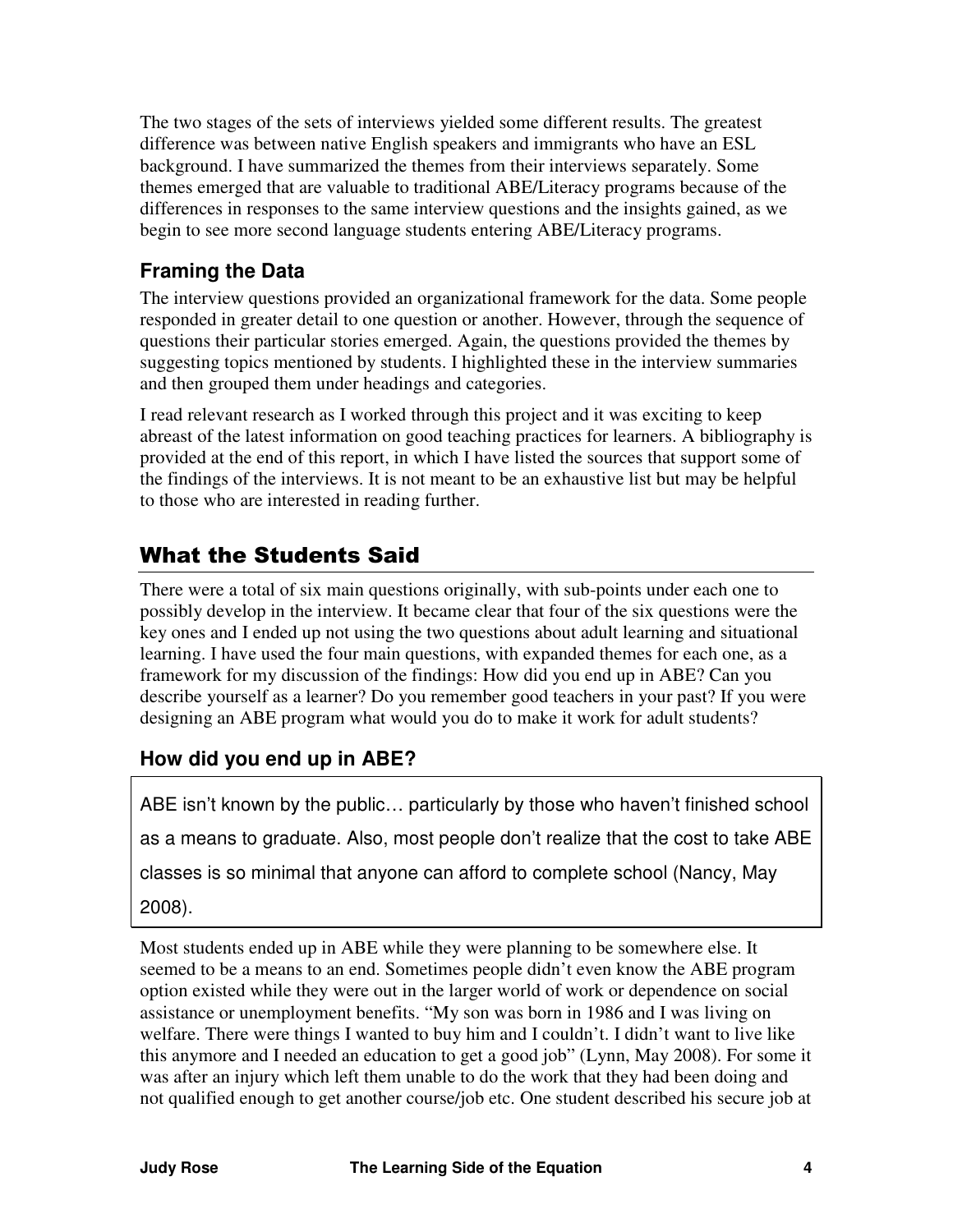The two stages of the sets of interviews yielded some different results. The greatest difference was between native English speakers and immigrants who have an ESL background. I have summarized the themes from their interviews separately. Some themes emerged that are valuable to traditional ABE/Literacy programs because of the differences in responses to the same interview questions and the insights gained, as we begin to see more second language students entering ABE/Literacy programs.

### Framing the Data

The interview questions provided an organizational framework for the data. Some people responded in greater detail to one question or another. However, through the sequence of questions their particular stories emerged. Again, the questions provided the themes by suggesting topics mentioned by students. I highlighted these in the interview summaries and then grouped them under headings and categories.

I read relevant research as I worked through this project and it was exciting to keep abreast of the latest information on good teaching practices for learners. A bibliography is provided at the end of this report, in which I have listed the sources that support some of the findings of the interviews. It is not meant to be an exhaustive list but may be helpful to those who are interested in reading further.

## What the Students Said

There were a total of six main questions originally, with sub-points under each one to possibly develop in the interview. It became clear that four of the six questions were the key ones and I ended up not using the two questions about adult learning and situational learning. I have used the four main questions, with expanded themes for each one, as a framework for my discussion of the findings: How did you end up in ABE? Can you describe yourself as a learner? Do you remember good teachers in your past? If you were designing an ABE program what would you do to make it work for adult students?

### How did you end up in ABE?

> ABE isn't known by the public… particularly by those who haven't finished school as a means to graduate. Also, most people don't realize that the cost to take ABE classes is so minimal that anyone can afford to complete school (Nancy, May 2008).

Most students ended up in ABE while they were planning to be somewhere else. It seemed to be a means to an end. Sometimes people didn't even know the ABE program option existed while they were out in the larger world of work or dependence on social assistance or unemployment benefits. "My son was born in 1986 and I was living on welfare. There were things I wanted to buy him and I couldn't. I didn't want to live like this anymore and I needed an education to get a good job" (Lynn, May 2008). For some it was after an injury which left them unable to do the work that they had been doing and not qualified enough to get another course/job etc. One student described his secure job at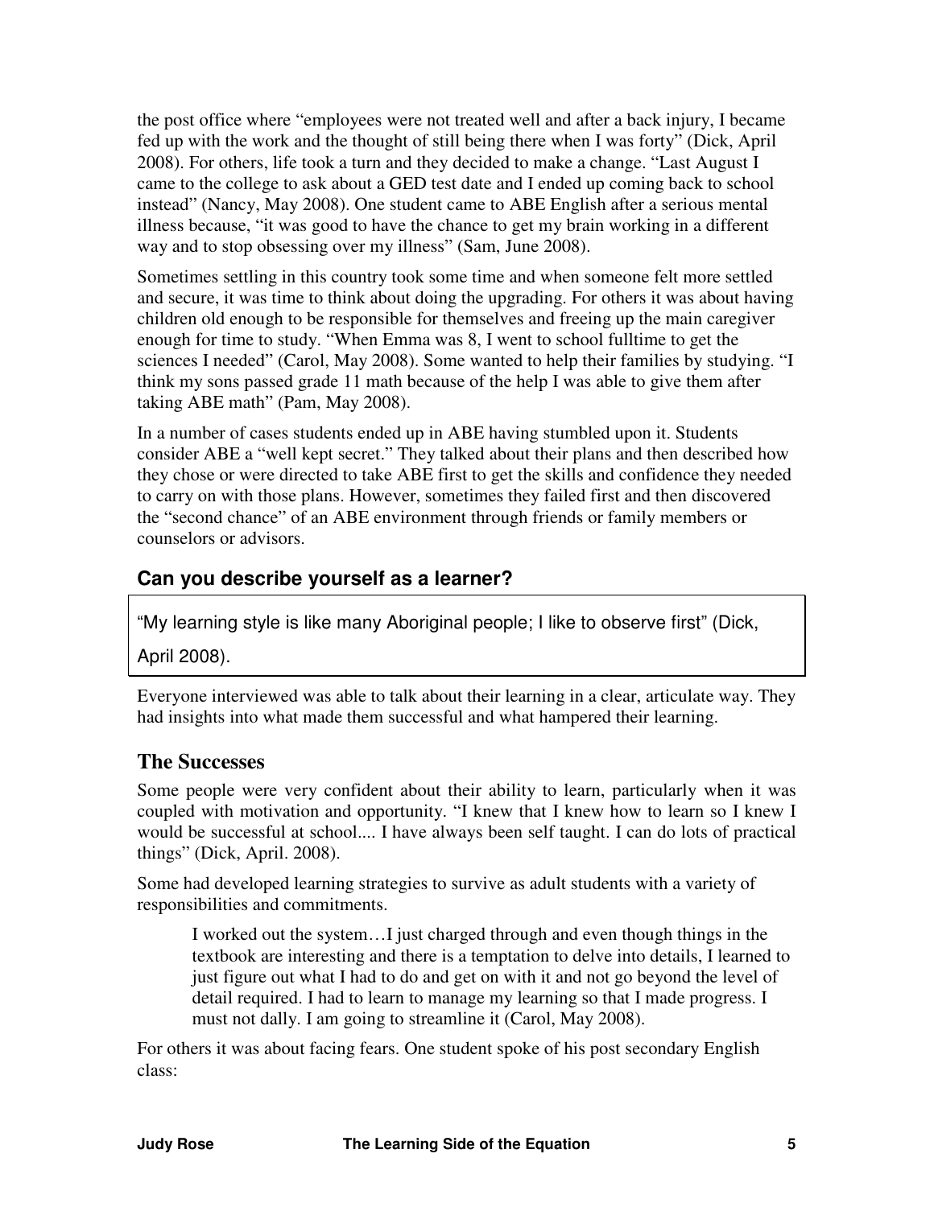the post office where "employees were not treated well and after a back injury, I became fed up with the work and the thought of still being there when I was forty" (Dick, April 2008). For others, life took a turn and they decided to make a change. "Last August I came to the college to ask about a GED test date and I ended up coming back to school instead" (Nancy, May 2008). One student came to ABE English after a serious mental illness because, "it was good to have the chance to get my brain working in a different way and to stop obsessing over my illness" (Sam, June 2008).

Sometimes settling in this country took some time and when someone felt more settled and secure, it was time to think about doing the upgrading. For others it was about having children old enough to be responsible for themselves and freeing up the main caregiver enough for time to study. "When Emma was 8, I went to school fulltime to get the sciences I needed" (Carol, May 2008). Some wanted to help their families by studying. "I think my sons passed grade 11 math because of the help I was able to give them after taking ABE math" (Pam, May 2008).

In a number of cases students ended up in ABE having stumbled upon it. Students consider ABE a "well kept secret." They talked about their plans and then described how they chose or were directed to take ABE first to get the skills and confidence they needed to carry on with those plans. However, sometimes they failed first and then discovered the "second chance" of an ABE environment through friends or family members or counselors or advisors.

### Can you describe yourself as a learner?

> "My learning style is like many Aboriginal people; I like to observe first" (Dick, April 2008).

Everyone interviewed was able to talk about their learning in a clear, articulate way. They had insights into what made them successful and what hampered their learning.

## The Successes

Some people were very confident about their ability to learn, particularly when it was coupled with motivation and opportunity. "I knew that I knew how to learn so I knew I would be successful at school.... I have always been self taught. I can do lots of practical things" (Dick, April. 2008).

Some had developed learning strategies to survive as adult students with a variety of responsibilities and commitments.

> I worked out the system…I just charged through and even though things in the textbook are interesting and there is a temptation to delve into details, I learned to just figure out what I had to do and get on with it and not go beyond the level of detail required. I had to learn to manage my learning so that I made progress. I must not dally. I am going to streamline it (Carol, May 2008).

For others it was about facing fears. One student spoke of his post secondary English class: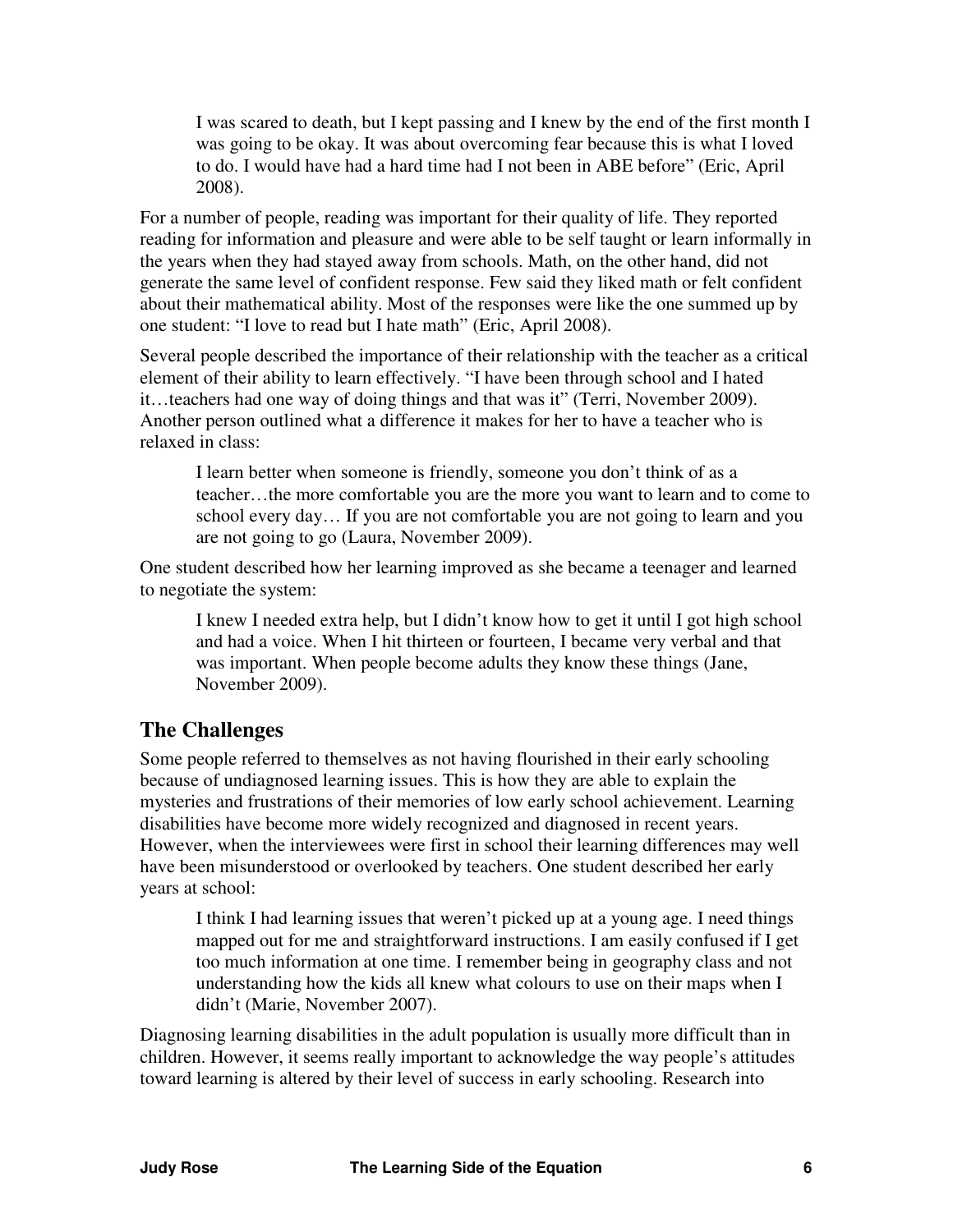> I was scared to death, but I kept passing and I knew by the end of the first month I was going to be okay. It was about overcoming fear because this is what I loved to do. I would have had a hard time had I not been in ABE before" (Eric, April 2008).

For a number of people, reading was important for their quality of life. They reported reading for information and pleasure and were able to be self taught or learn informally in the years when they had stayed away from schools. Math, on the other hand, did not generate the same level of confident response. Few said they liked math or felt confident about their mathematical ability. Most of the responses were like the one summed up by one student: "I love to read but I hate math" (Eric, April 2008).

Several people described the importance of their relationship with the teacher as a critical element of their ability to learn effectively. "I have been through school and I hated it…teachers had one way of doing things and that was it" (Terri, November 2009). Another person outlined what a difference it makes for her to have a teacher who is relaxed in class:

> I learn better when someone is friendly, someone you don't think of as a teacher…the more comfortable you are the more you want to learn and to come to school every day… If you are not comfortable you are not going to learn and you are not going to go (Laura, November 2009).

One student described how her learning improved as she became a teenager and learned to negotiate the system:

> I knew I needed extra help, but I didn't know how to get it until I got high school and had a voice. When I hit thirteen or fourteen, I became very verbal and that was important. When people become adults they know these things (Jane, November 2009).

## The Challenges

Some people referred to themselves as not having flourished in their early schooling because of undiagnosed learning issues. This is how they are able to explain the mysteries and frustrations of their memories of low early school achievement. Learning disabilities have become more widely recognized and diagnosed in recent years. However, when the interviewees were first in school their learning differences may well have been misunderstood or overlooked by teachers. One student described her early years at school:

> I think I had learning issues that weren't picked up at a young age. I need things mapped out for me and straightforward instructions. I am easily confused if I get too much information at one time. I remember being in geography class and not understanding how the kids all knew what colours to use on their maps when I didn't (Marie, November 2007).

Diagnosing learning disabilities in the adult population is usually more difficult than in children. However, it seems really important to acknowledge the way people's attitudes toward learning is altered by their level of success in early schooling. Research into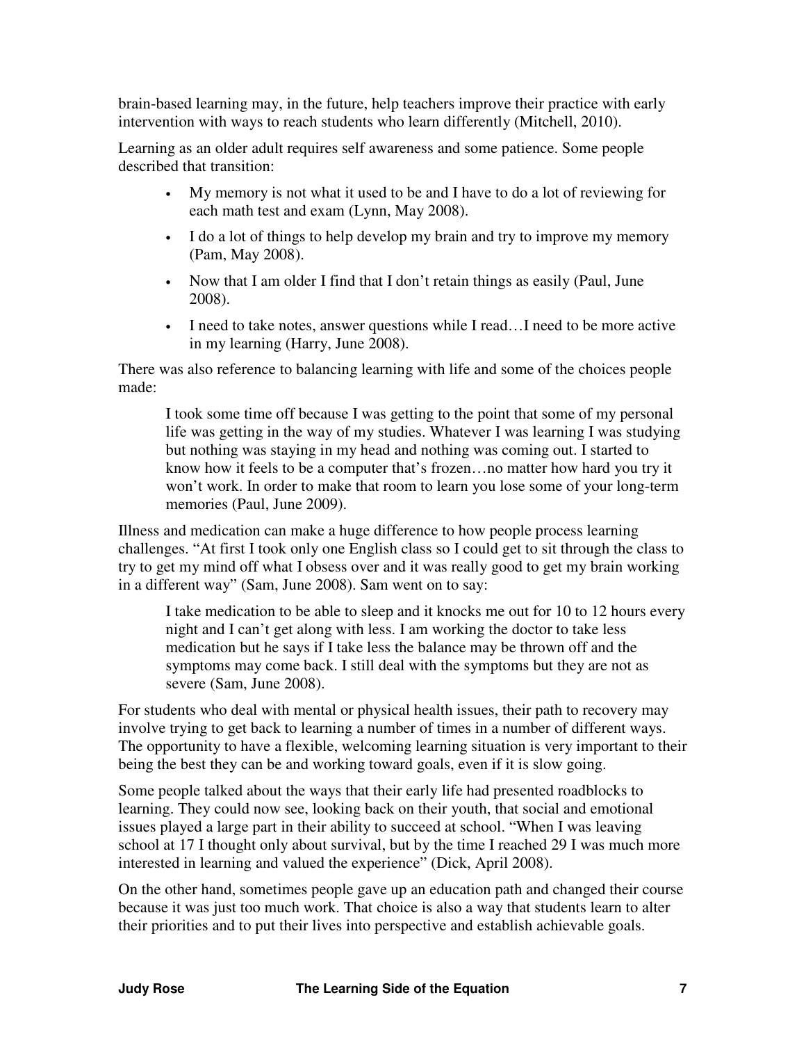brain-based learning may, in the future, help teachers improve their practice with early intervention with ways to reach students who learn differently (Mitchell, 2010).

Learning as an older adult requires self awareness and some patience. Some people described that transition:

- My memory is not what it used to be and I have to do a lot of reviewing for each math test and exam (Lynn, May 2008).
- I do a lot of things to help develop my brain and try to improve my memory (Pam, May 2008).
- Now that I am older I find that I don't retain things as easily (Paul, June 2008).
- I need to take notes, answer questions while I read…I need to be more active in my learning (Harry, June 2008).

There was also reference to balancing learning with life and some of the choices people made:

> I took some time off because I was getting to the point that some of my personal life was getting in the way of my studies. Whatever I was learning I was studying but nothing was staying in my head and nothing was coming out. I started to know how it feels to be a computer that's frozen…no matter how hard you try it won't work. In order to make that room to learn you lose some of your long-term memories (Paul, June 2009).

Illness and medication can make a huge difference to how people process learning challenges. "At first I took only one English class so I could get to sit through the class to try to get my mind off what I obsess over and it was really good to get my brain working in a different way" (Sam, June 2008). Sam went on to say:

> I take medication to be able to sleep and it knocks me out for 10 to 12 hours every night and I can't get along with less. I am working the doctor to take less medication but he says if I take less the balance may be thrown off and the symptoms may come back. I still deal with the symptoms but they are not as severe (Sam, June 2008).

For students who deal with mental or physical health issues, their path to recovery may involve trying to get back to learning a number of times in a number of different ways. The opportunity to have a flexible, welcoming learning situation is very important to their being the best they can be and working toward goals, even if it is slow going.

Some people talked about the ways that their early life had presented roadblocks to learning. They could now see, looking back on their youth, that social and emotional issues played a large part in their ability to succeed at school. "When I was leaving school at 17 I thought only about survival, but by the time I reached 29 I was much more interested in learning and valued the experience" (Dick, April 2008).

On the other hand, sometimes people gave up an education path and changed their course because it was just too much work. That choice is also a way that students learn to alter their priorities and to put their lives into perspective and establish achievable goals.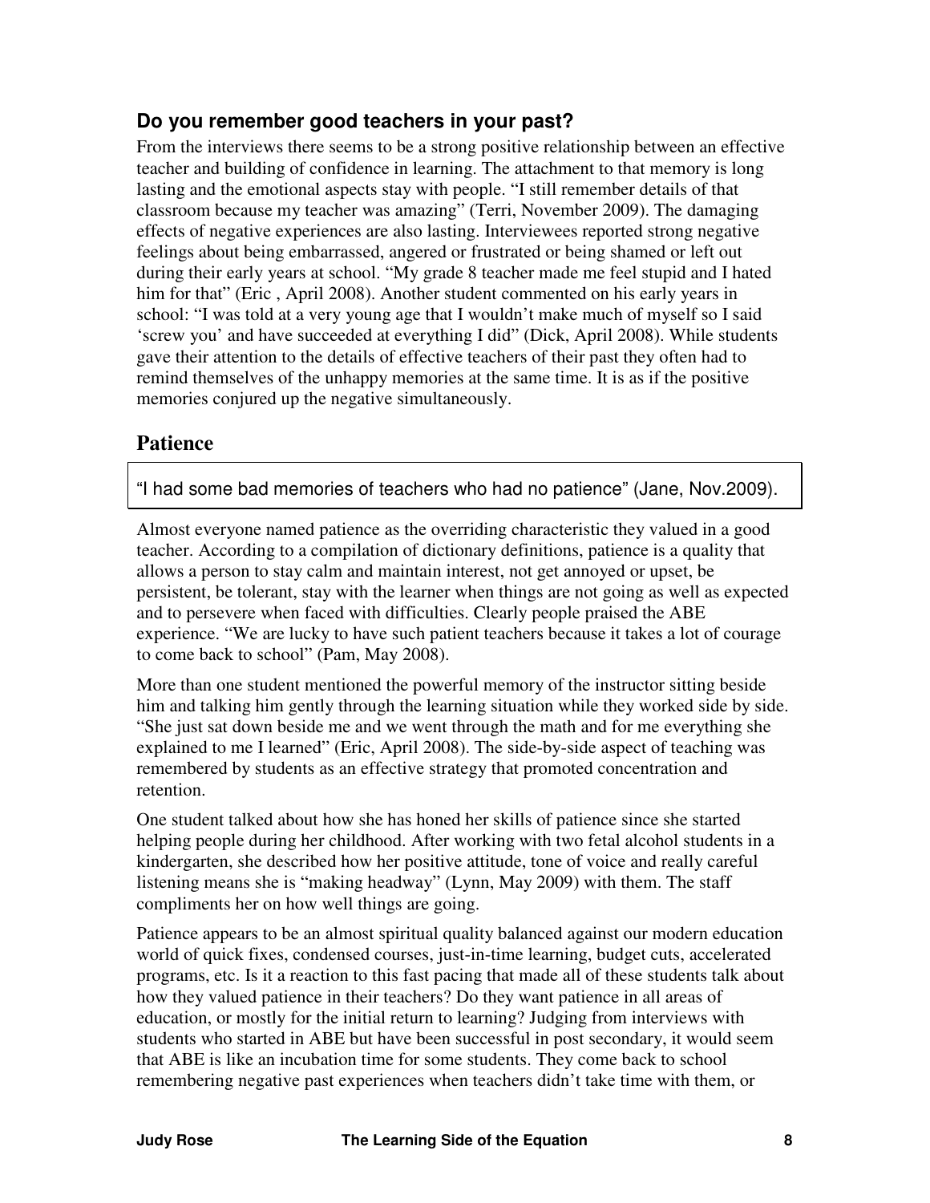## Do you remember good teachers in your past?

From the interviews there seems to be a strong positive relationship between an effective teacher and building of confidence in learning. The attachment to that memory is long lasting and the emotional aspects stay with people. "I still remember details of that classroom because my teacher was amazing" (Terri, November 2009). The damaging effects of negative experiences are also lasting. Interviewees reported strong negative feelings about being embarrassed, angered or frustrated or being shamed or left out during their early years at school. "My grade 8 teacher made me feel stupid and I hated him for that" (Eric , April 2008). Another student commented on his early years in school: "I was told at a very young age that I wouldn't make much of myself so I said 'screw you' and have succeeded at everything I did" (Dick, April 2008). While students gave their attention to the details of effective teachers of their past they often had to remind themselves of the unhappy memories at the same time. It is as if the positive memories conjured up the negative simultaneously.

## Patience

> "I had some bad memories of teachers who had no patience" (Jane, Nov.2009).

Almost everyone named patience as the overriding characteristic they valued in a good teacher. According to a compilation of dictionary definitions, patience is a quality that allows a person to stay calm and maintain interest, not get annoyed or upset, be persistent, be tolerant, stay with the learner when things are not going as well as expected and to persevere when faced with difficulties. Clearly people praised the ABE experience. "We are lucky to have such patient teachers because it takes a lot of courage to come back to school" (Pam, May 2008).

More than one student mentioned the powerful memory of the instructor sitting beside him and talking him gently through the learning situation while they worked side by side. "She just sat down beside me and we went through the math and for me everything she explained to me I learned" (Eric, April 2008). The side-by-side aspect of teaching was remembered by students as an effective strategy that promoted concentration and retention.

One student talked about how she has honed her skills of patience since she started helping people during her childhood. After working with two fetal alcohol students in a kindergarten, she described how her positive attitude, tone of voice and really careful listening means she is "making headway" (Lynn, May 2009) with them. The staff compliments her on how well things are going.

Patience appears to be an almost spiritual quality balanced against our modern education world of quick fixes, condensed courses, just-in-time learning, budget cuts, accelerated programs, etc. Is it a reaction to this fast pacing that made all of these students talk about how they valued patience in their teachers? Do they want patience in all areas of education, or mostly for the initial return to learning? Judging from interviews with students who started in ABE but have been successful in post secondary, it would seem that ABE is like an incubation time for some students. They come back to school remembering negative past experiences when teachers didn't take time with them, or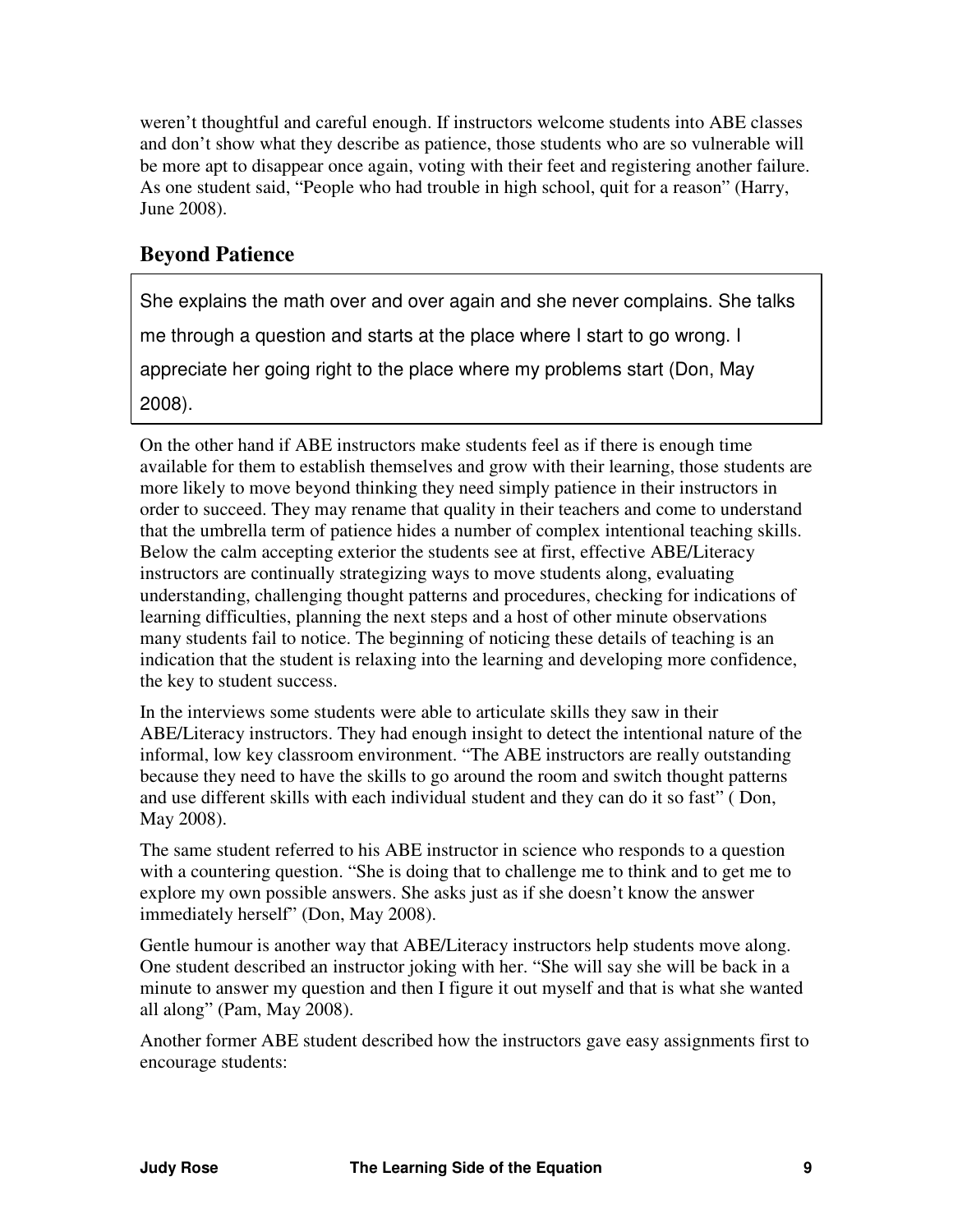weren't thoughtful and careful enough. If instructors welcome students into ABE classes and don't show what they describe as patience, those students who are so vulnerable will be more apt to disappear once again, voting with their feet and registering another failure. As one student said, "People who had trouble in high school, quit for a reason" (Harry, June 2008).

## Beyond Patience

> She explains the math over and over again and she never complains. She talks me through a question and starts at the place where I start to go wrong. I appreciate her going right to the place where my problems start (Don, May 2008).

On the other hand if ABE instructors make students feel as if there is enough time available for them to establish themselves and grow with their learning, those students are more likely to move beyond thinking they need simply patience in their instructors in order to succeed. They may rename that quality in their teachers and come to understand that the umbrella term of patience hides a number of complex intentional teaching skills. Below the calm accepting exterior the students see at first, effective ABE/Literacy instructors are continually strategizing ways to move students along, evaluating understanding, challenging thought patterns and procedures, checking for indications of learning difficulties, planning the next steps and a host of other minute observations many students fail to notice. The beginning of noticing these details of teaching is an indication that the student is relaxing into the learning and developing more confidence, the key to student success.

In the interviews some students were able to articulate skills they saw in their ABE/Literacy instructors. They had enough insight to detect the intentional nature of the informal, low key classroom environment. "The ABE instructors are really outstanding because they need to have the skills to go around the room and switch thought patterns and use different skills with each individual student and they can do it so fast" ( Don, May 2008).

The same student referred to his ABE instructor in science who responds to a question with a countering question. "She is doing that to challenge me to think and to get me to explore my own possible answers. She asks just as if she doesn't know the answer immediately herself" (Don, May 2008).

Gentle humour is another way that ABE/Literacy instructors help students move along. One student described an instructor joking with her. "She will say she will be back in a minute to answer my question and then I figure it out myself and that is what she wanted all along" (Pam, May 2008).

Another former ABE student described how the instructors gave easy assignments first to encourage students: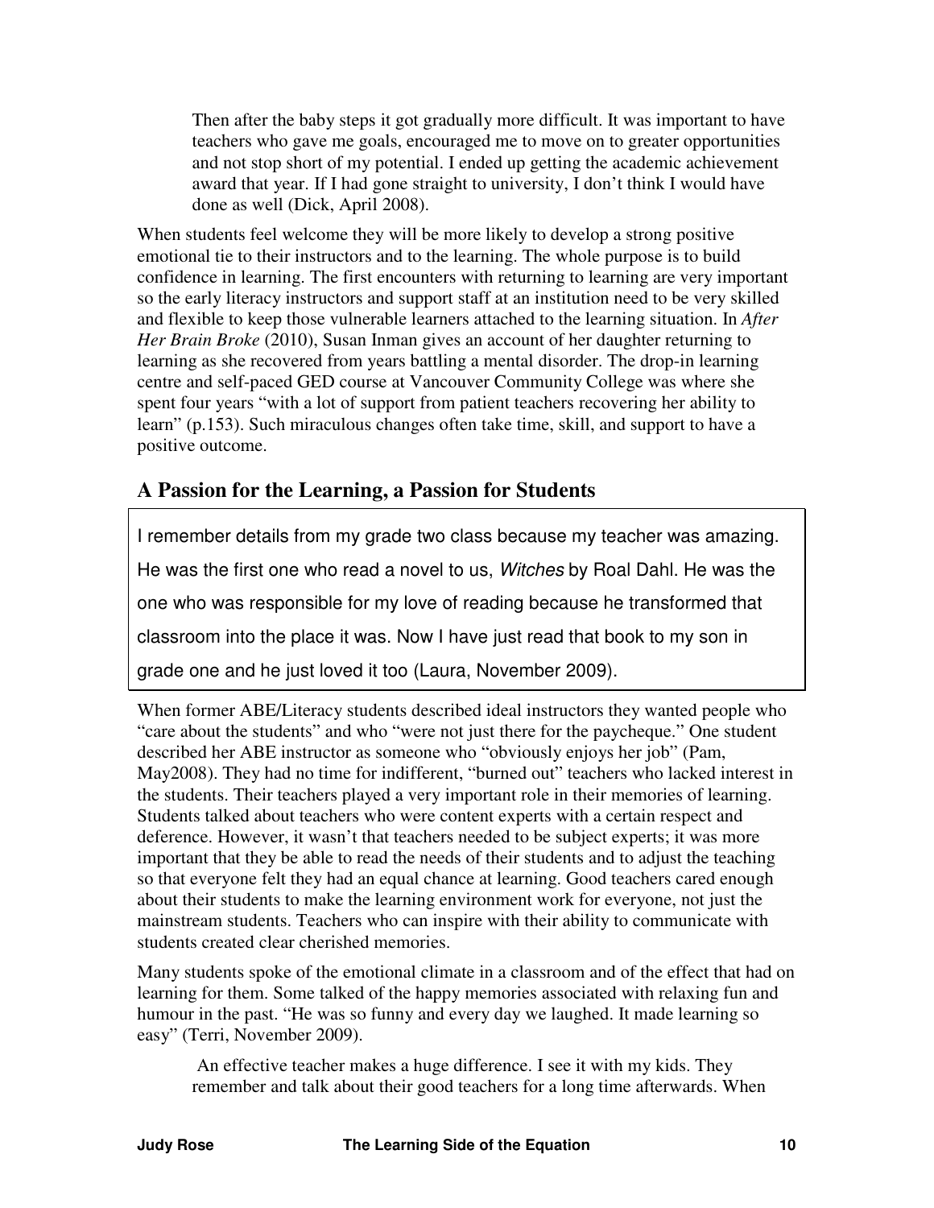> Then after the baby steps it got gradually more difficult. It was important to have teachers who gave me goals, encouraged me to move on to greater opportunities and not stop short of my potential. I ended up getting the academic achievement award that year. If I had gone straight to university, I don't think I would have done as well (Dick, April 2008).

When students feel welcome they will be more likely to develop a strong positive emotional tie to their instructors and to the learning. The whole purpose is to build confidence in learning. The first encounters with returning to learning are very important so the early literacy instructors and support staff at an institution need to be very skilled and flexible to keep those vulnerable learners attached to the learning situation. In *After Her Brain Broke* (2010), Susan Inman gives an account of her daughter returning to learning as she recovered from years battling a mental disorder. The drop-in learning centre and self-paced GED course at Vancouver Community College was where she spent four years "with a lot of support from patient teachers recovering her ability to learn" (p.153). Such miraculous changes often take time, skill, and support to have a positive outcome.

## A Passion for the Learning, a Passion for Students

> I remember details from my grade two class because my teacher was amazing. He was the first one who read a novel to us, *Witches* by Roal Dahl. He was the one who was responsible for my love of reading because he transformed that classroom into the place it was. Now I have just read that book to my son in grade one and he just loved it too (Laura, November 2009).

When former ABE/Literacy students described ideal instructors they wanted people who "care about the students" and who "were not just there for the paycheque." One student described her ABE instructor as someone who "obviously enjoys her job" (Pam, May2008). They had no time for indifferent, "burned out" teachers who lacked interest in the students. Their teachers played a very important role in their memories of learning. Students talked about teachers who were content experts with a certain respect and deference. However, it wasn't that teachers needed to be subject experts; it was more important that they be able to read the needs of their students and to adjust the teaching so that everyone felt they had an equal chance at learning. Good teachers cared enough about their students to make the learning environment work for everyone, not just the mainstream students. Teachers who can inspire with their ability to communicate with students created clear cherished memories.

Many students spoke of the emotional climate in a classroom and of the effect that had on learning for them. Some talked of the happy memories associated with relaxing fun and humour in the past. "He was so funny and every day we laughed. It made learning so easy" (Terri, November 2009).

> An effective teacher makes a huge difference. I see it with my kids. They remember and talk about their good teachers for a long time afterwards. When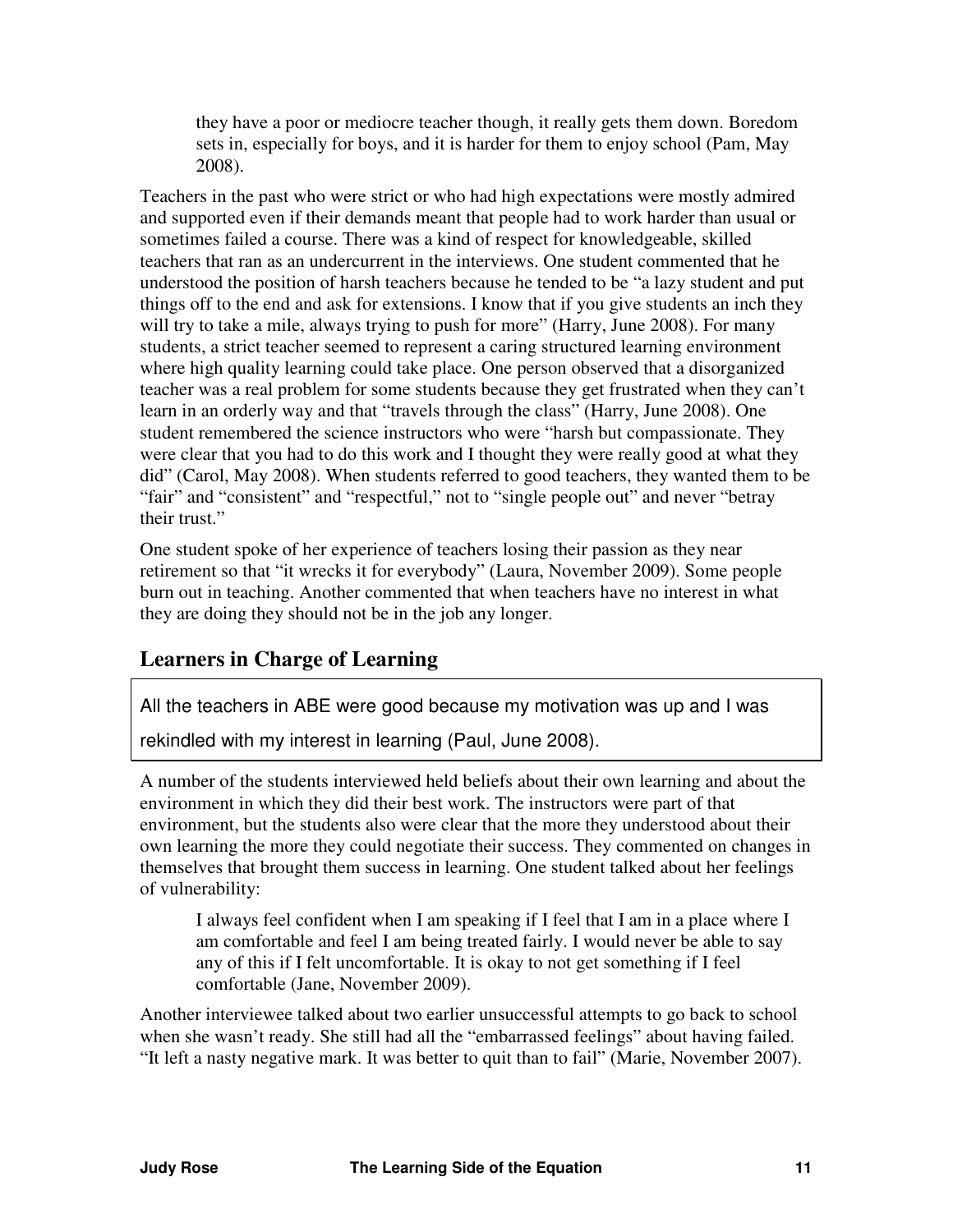> they have a poor or mediocre teacher though, it really gets them down. Boredom sets in, especially for boys, and it is harder for them to enjoy school (Pam, May 2008).

Teachers in the past who were strict or who had high expectations were mostly admired and supported even if their demands meant that people had to work harder than usual or sometimes failed a course. There was a kind of respect for knowledgeable, skilled teachers that ran as an undercurrent in the interviews. One student commented that he understood the position of harsh teachers because he tended to be "a lazy student and put things off to the end and ask for extensions. I know that if you give students an inch they will try to take a mile, always trying to push for more" (Harry, June 2008). For many students, a strict teacher seemed to represent a caring structured learning environment where high quality learning could take place. One person observed that a disorganized teacher was a real problem for some students because they get frustrated when they can't learn in an orderly way and that "travels through the class" (Harry, June 2008). One student remembered the science instructors who were "harsh but compassionate. They were clear that you had to do this work and I thought they were really good at what they did" (Carol, May 2008). When students referred to good teachers, they wanted them to be "fair" and "consistent" and "respectful," not to "single people out" and never "betray their trust."

One student spoke of her experience of teachers losing their passion as they near retirement so that "it wrecks it for everybody" (Laura, November 2009). Some people burn out in teaching. Another commented that when teachers have no interest in what they are doing they should not be in the job any longer.

## Learners in Charge of Learning

> All the teachers in ABE were good because my motivation was up and I was rekindled with my interest in learning (Paul, June 2008).

A number of the students interviewed held beliefs about their own learning and about the environment in which they did their best work. The instructors were part of that environment, but the students also were clear that the more they understood about their own learning the more they could negotiate their success. They commented on changes in themselves that brought them success in learning. One student talked about her feelings of vulnerability:

> I always feel confident when I am speaking if I feel that I am in a place where I am comfortable and feel I am being treated fairly. I would never be able to say any of this if I felt uncomfortable. It is okay to not get something if I feel comfortable (Jane, November 2009).

Another interviewee talked about two earlier unsuccessful attempts to go back to school when she wasn't ready. She still had all the "embarrassed feelings" about having failed. "It left a nasty negative mark. It was better to quit than to fail" (Marie, November 2007).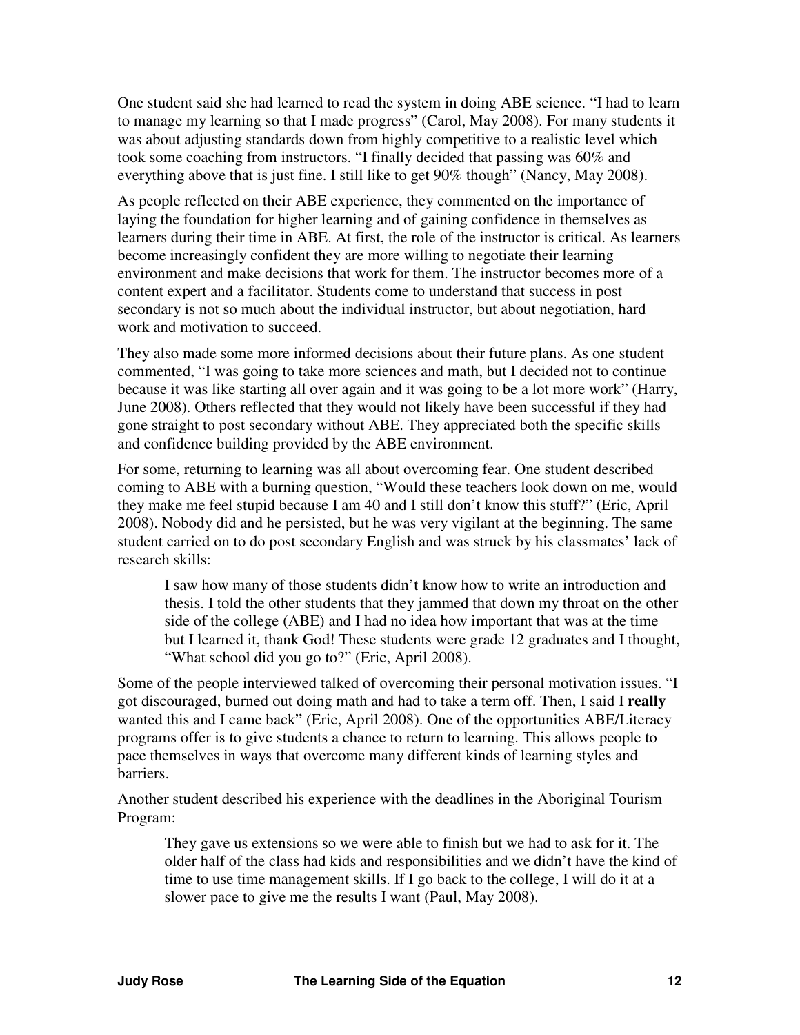One student said she had learned to read the system in doing ABE science. “I had to learn to manage my learning so that I made progress” (Carol, May 2008). For many students it was about adjusting standards down from highly competitive to a realistic level which took some coaching from instructors. “I finally decided that passing was 60% and everything above that is just fine. I still like to get 90% though” (Nancy, May 2008).

As people reflected on their ABE experience, they commented on the importance of laying the foundation for higher learning and of gaining confidence in themselves as learners during their time in ABE. At first, the role of the instructor is critical. As learners become increasingly confident they are more willing to negotiate their learning environment and make decisions that work for them. The instructor becomes more of a content expert and a facilitator. Students come to understand that success in post secondary is not so much about the individual instructor, but about negotiation, hard work and motivation to succeed.

They also made some more informed decisions about their future plans. As one student commented, “I was going to take more sciences and math, but I decided not to continue because it was like starting all over again and it was going to be a lot more work” (Harry, June 2008). Others reflected that they would not likely have been successful if they had gone straight to post secondary without ABE. They appreciated both the specific skills and confidence building provided by the ABE environment.

For some, returning to learning was all about overcoming fear. One student described coming to ABE with a burning question, “Would these teachers look down on me, would they make me feel stupid because I am 40 and I still don’t know this stuff?” (Eric, April 2008). Nobody did and he persisted, but he was very vigilant at the beginning. The same student carried on to do post secondary English and was struck by his classmates’ lack of research skills:

> I saw how many of those students didn’t know how to write an introduction and thesis. I told the other students that they jammed that down my throat on the other side of the college (ABE) and I had no idea how important that was at the time but I learned it, thank God! These students were grade 12 graduates and I thought, “What school did you go to?” (Eric, April 2008).

Some of the people interviewed talked of overcoming their personal motivation issues. “I got discouraged, burned out doing math and had to take a term off. Then, I said I **really** wanted this and I came back” (Eric, April 2008). One of the opportunities ABE/Literacy programs offer is to give students a chance to return to learning. This allows people to pace themselves in ways that overcome many different kinds of learning styles and barriers.

Another student described his experience with the deadlines in the Aboriginal Tourism Program:

> They gave us extensions so we were able to finish but we had to ask for it. The older half of the class had kids and responsibilities and we didn’t have the kind of time to use time management skills. If I go back to the college, I will do it at a slower pace to give me the results I want (Paul, May 2008).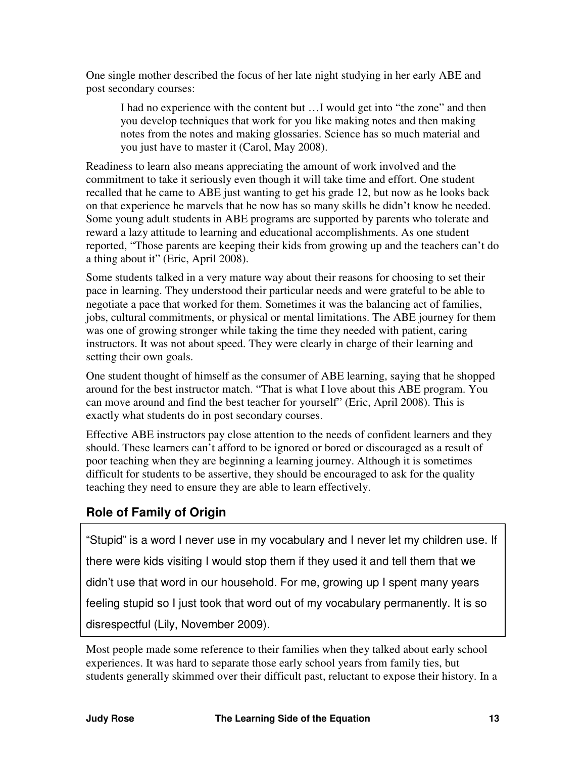One single mother described the focus of her late night studying in her early ABE and post secondary courses:

> I had no experience with the content but …I would get into "the zone" and then you develop techniques that work for you like making notes and then making notes from the notes and making glossaries. Science has so much material and you just have to master it (Carol, May 2008).

Readiness to learn also means appreciating the amount of work involved and the commitment to take it seriously even though it will take time and effort. One student recalled that he came to ABE just wanting to get his grade 12, but now as he looks back on that experience he marvels that he now has so many skills he didn't know he needed. Some young adult students in ABE programs are supported by parents who tolerate and reward a lazy attitude to learning and educational accomplishments. As one student reported, "Those parents are keeping their kids from growing up and the teachers can't do a thing about it" (Eric, April 2008).

Some students talked in a very mature way about their reasons for choosing to set their pace in learning. They understood their particular needs and were grateful to be able to negotiate a pace that worked for them. Sometimes it was the balancing act of families, jobs, cultural commitments, or physical or mental limitations. The ABE journey for them was one of growing stronger while taking the time they needed with patient, caring instructors. It was not about speed. They were clearly in charge of their learning and setting their own goals.

One student thought of himself as the consumer of ABE learning, saying that he shopped around for the best instructor match. "That is what I love about this ABE program. You can move around and find the best teacher for yourself" (Eric, April 2008). This is exactly what students do in post secondary courses.

Effective ABE instructors pay close attention to the needs of confident learners and they should. These learners can't afford to be ignored or bored or discouraged as a result of poor teaching when they are beginning a learning journey. Although it is sometimes difficult for students to be assertive, they should be encouraged to ask for the quality teaching they need to ensure they are able to learn effectively.

## Role of Family of Origin

> "Stupid" is a word I never use in my vocabulary and I never let my children use. If there were kids visiting I would stop them if they used it and tell them that we didn't use that word in our household. For me, growing up I spent many years feeling stupid so I just took that word out of my vocabulary permanently. It is so disrespectful (Lily, November 2009).

Most people made some reference to their families when they talked about early school experiences. It was hard to separate those early school years from family ties, but students generally skimmed over their difficult past, reluctant to expose their history. In a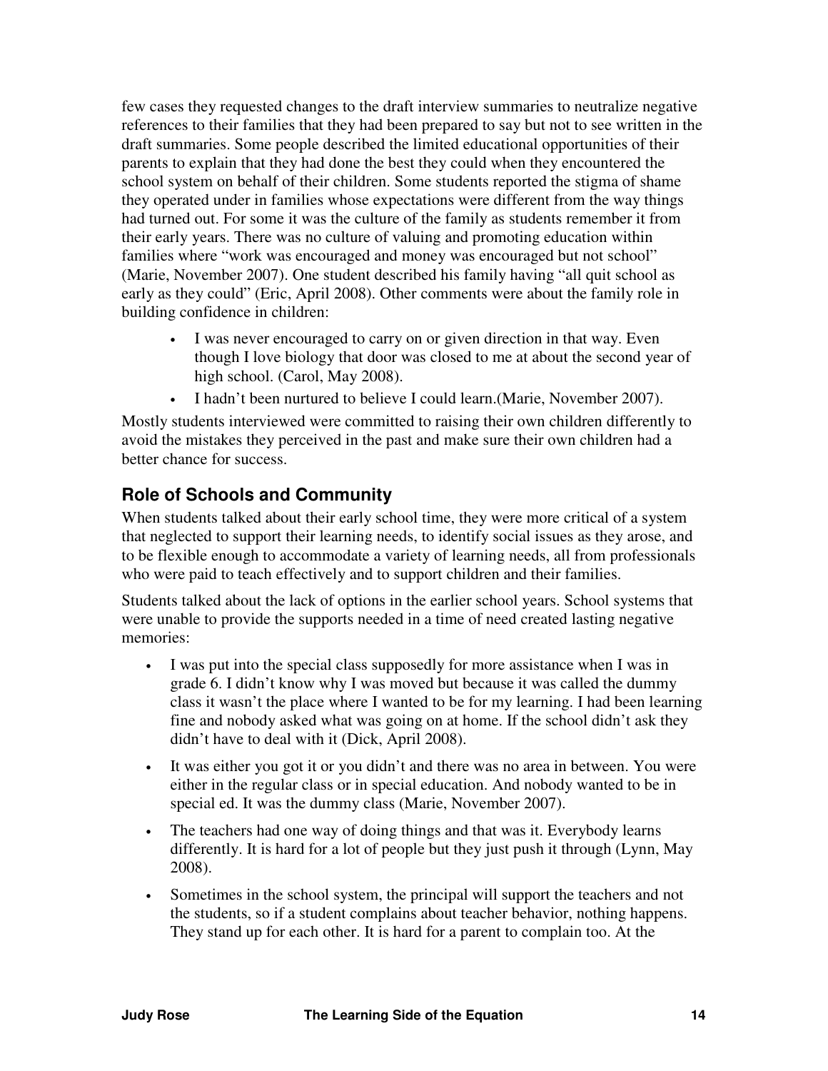few cases they requested changes to the draft interview summaries to neutralize negative references to their families that they had been prepared to say but not to see written in the draft summaries. Some people described the limited educational opportunities of their parents to explain that they had done the best they could when they encountered the school system on behalf of their children. Some students reported the stigma of shame they operated under in families whose expectations were different from the way things had turned out. For some it was the culture of the family as students remember it from their early years. There was no culture of valuing and promoting education within families where "work was encouraged and money was encouraged but not school" (Marie, November 2007). One student described his family having "all quit school as early as they could" (Eric, April 2008). Other comments were about the family role in building confidence in children:

- I was never encouraged to carry on or given direction in that way. Even though I love biology that door was closed to me at about the second year of high school. (Carol, May 2008).
- I hadn't been nurtured to believe I could learn.(Marie, November 2007).

Mostly students interviewed were committed to raising their own children differently to avoid the mistakes they perceived in the past and make sure their own children had a better chance for success.

## Role of Schools and Community

When students talked about their early school time, they were more critical of a system that neglected to support their learning needs, to identify social issues as they arose, and to be flexible enough to accommodate a variety of learning needs, all from professionals who were paid to teach effectively and to support children and their families.

Students talked about the lack of options in the earlier school years. School systems that were unable to provide the supports needed in a time of need created lasting negative memories:

- I was put into the special class supposedly for more assistance when I was in grade 6. I didn't know why I was moved but because it was called the dummy class it wasn't the place where I wanted to be for my learning. I had been learning fine and nobody asked what was going on at home. If the school didn't ask they didn't have to deal with it (Dick, April 2008).
- It was either you got it or you didn't and there was no area in between. You were either in the regular class or in special education. And nobody wanted to be in special ed. It was the dummy class (Marie, November 2007).
- The teachers had one way of doing things and that was it. Everybody learns differently. It is hard for a lot of people but they just push it through (Lynn, May 2008).
- Sometimes in the school system, the principal will support the teachers and not the students, so if a student complains about teacher behavior, nothing happens. They stand up for each other. It is hard for a parent to complain too. At the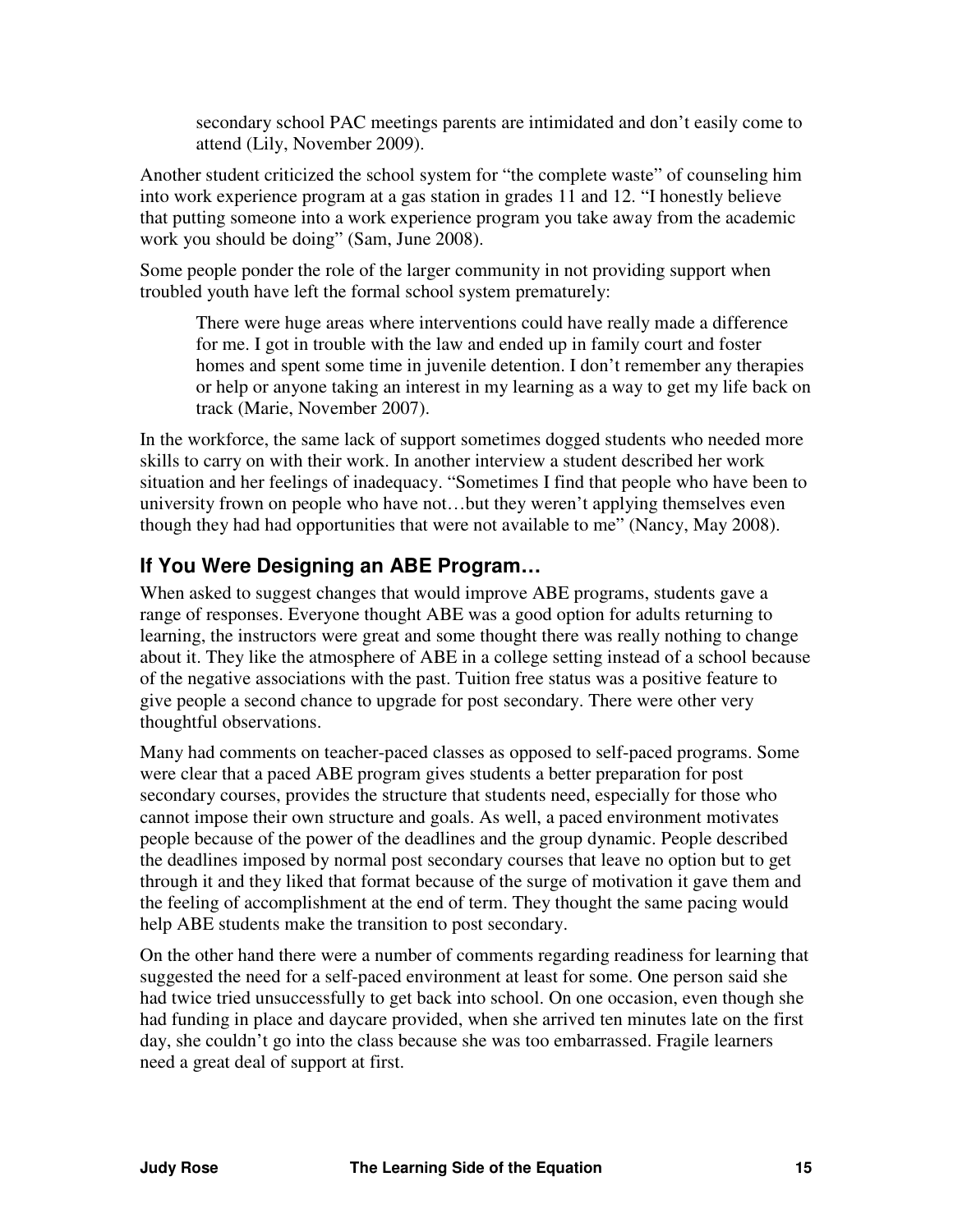> secondary school PAC meetings parents are intimidated and don't easily come to attend (Lily, November 2009).

Another student criticized the school system for "the complete waste" of counseling him into work experience program at a gas station in grades 11 and 12. "I honestly believe that putting someone into a work experience program you take away from the academic work you should be doing" (Sam, June 2008).

Some people ponder the role of the larger community in not providing support when troubled youth have left the formal school system prematurely:

> There were huge areas where interventions could have really made a difference for me. I got in trouble with the law and ended up in family court and foster homes and spent some time in juvenile detention. I don't remember any therapies or help or anyone taking an interest in my learning as a way to get my life back on track (Marie, November 2007).

In the workforce, the same lack of support sometimes dogged students who needed more skills to carry on with their work. In another interview a student described her work situation and her feelings of inadequacy. "Sometimes I find that people who have been to university frown on people who have not…but they weren't applying themselves even though they had had opportunities that were not available to me" (Nancy, May 2008).

## If You Were Designing an ABE Program…

When asked to suggest changes that would improve ABE programs, students gave a range of responses. Everyone thought ABE was a good option for adults returning to learning, the instructors were great and some thought there was really nothing to change about it. They like the atmosphere of ABE in a college setting instead of a school because of the negative associations with the past. Tuition free status was a positive feature to give people a second chance to upgrade for post secondary. There were other very thoughtful observations.

Many had comments on teacher-paced classes as opposed to self-paced programs. Some were clear that a paced ABE program gives students a better preparation for post secondary courses, provides the structure that students need, especially for those who cannot impose their own structure and goals. As well, a paced environment motivates people because of the power of the deadlines and the group dynamic. People described the deadlines imposed by normal post secondary courses that leave no option but to get through it and they liked that format because of the surge of motivation it gave them and the feeling of accomplishment at the end of term. They thought the same pacing would help ABE students make the transition to post secondary.

On the other hand there were a number of comments regarding readiness for learning that suggested the need for a self-paced environment at least for some. One person said she had twice tried unsuccessfully to get back into school. On one occasion, even though she had funding in place and daycare provided, when she arrived ten minutes late on the first day, she couldn't go into the class because she was too embarrassed. Fragile learners need a great deal of support at first.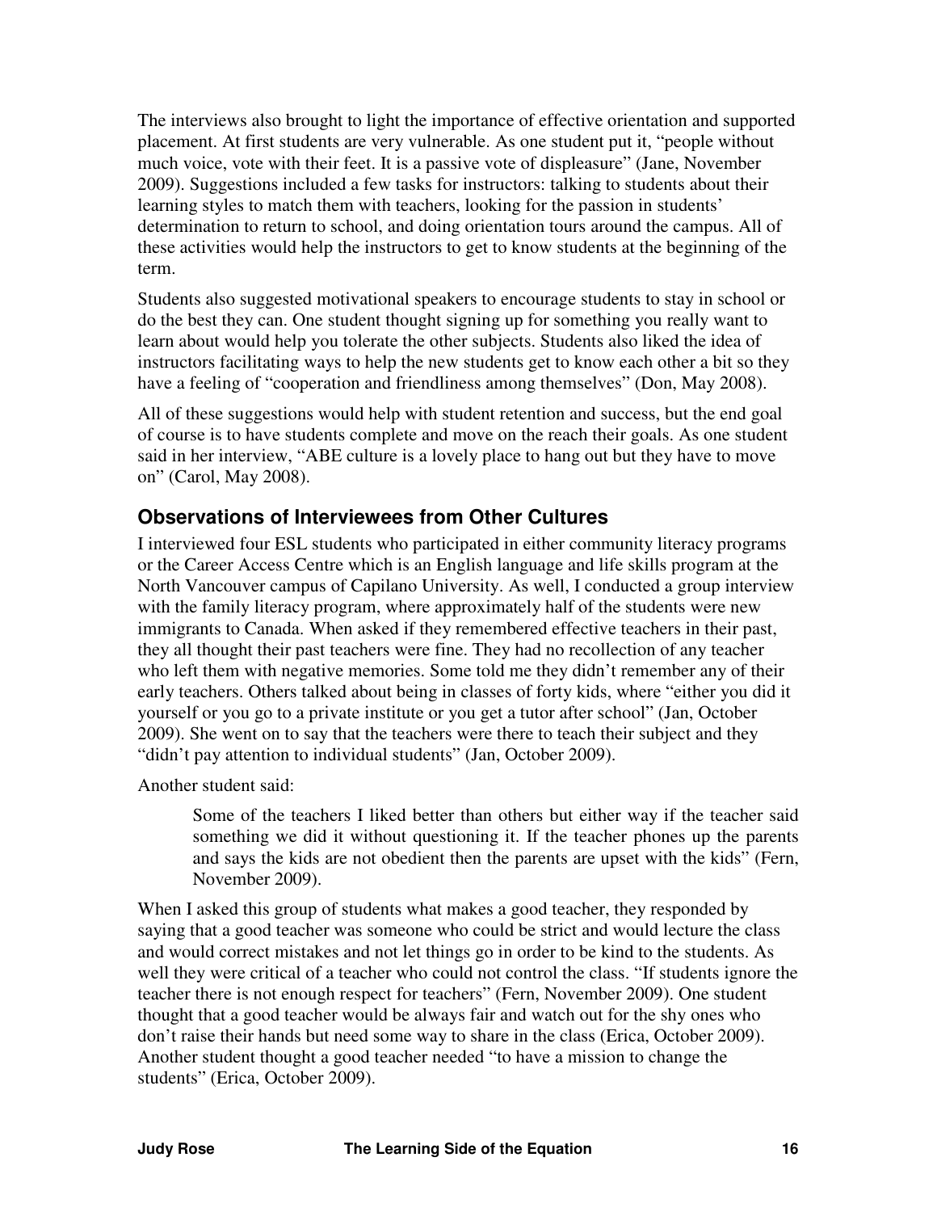The interviews also brought to light the importance of effective orientation and supported placement. At first students are very vulnerable. As one student put it, "people without much voice, vote with their feet. It is a passive vote of displeasure" (Jane, November 2009). Suggestions included a few tasks for instructors: talking to students about their learning styles to match them with teachers, looking for the passion in students' determination to return to school, and doing orientation tours around the campus. All of these activities would help the instructors to get to know students at the beginning of the term.

Students also suggested motivational speakers to encourage students to stay in school or do the best they can. One student thought signing up for something you really want to learn about would help you tolerate the other subjects. Students also liked the idea of instructors facilitating ways to help the new students get to know each other a bit so they have a feeling of "cooperation and friendliness among themselves" (Don, May 2008).

All of these suggestions would help with student retention and success, but the end goal of course is to have students complete and move on the reach their goals. As one student said in her interview, "ABE culture is a lovely place to hang out but they have to move on" (Carol, May 2008).

## Observations of Interviewees from Other Cultures

I interviewed four ESL students who participated in either community literacy programs or the Career Access Centre which is an English language and life skills program at the North Vancouver campus of Capilano University. As well, I conducted a group interview with the family literacy program, where approximately half of the students were new immigrants to Canada. When asked if they remembered effective teachers in their past, they all thought their past teachers were fine. They had no recollection of any teacher who left them with negative memories. Some told me they didn't remember any of their early teachers. Others talked about being in classes of forty kids, where "either you did it yourself or you go to a private institute or you get a tutor after school" (Jan, October 2009). She went on to say that the teachers were there to teach their subject and they "didn't pay attention to individual students" (Jan, October 2009).

Another student said:

> Some of the teachers I liked better than others but either way if the teacher said something we did it without questioning it. If the teacher phones up the parents and says the kids are not obedient then the parents are upset with the kids" (Fern, November 2009).

When I asked this group of students what makes a good teacher, they responded by saying that a good teacher was someone who could be strict and would lecture the class and would correct mistakes and not let things go in order to be kind to the students. As well they were critical of a teacher who could not control the class. "If students ignore the teacher there is not enough respect for teachers" (Fern, November 2009). One student thought that a good teacher would be always fair and watch out for the shy ones who don't raise their hands but need some way to share in the class (Erica, October 2009). Another student thought a good teacher needed "to have a mission to change the students" (Erica, October 2009).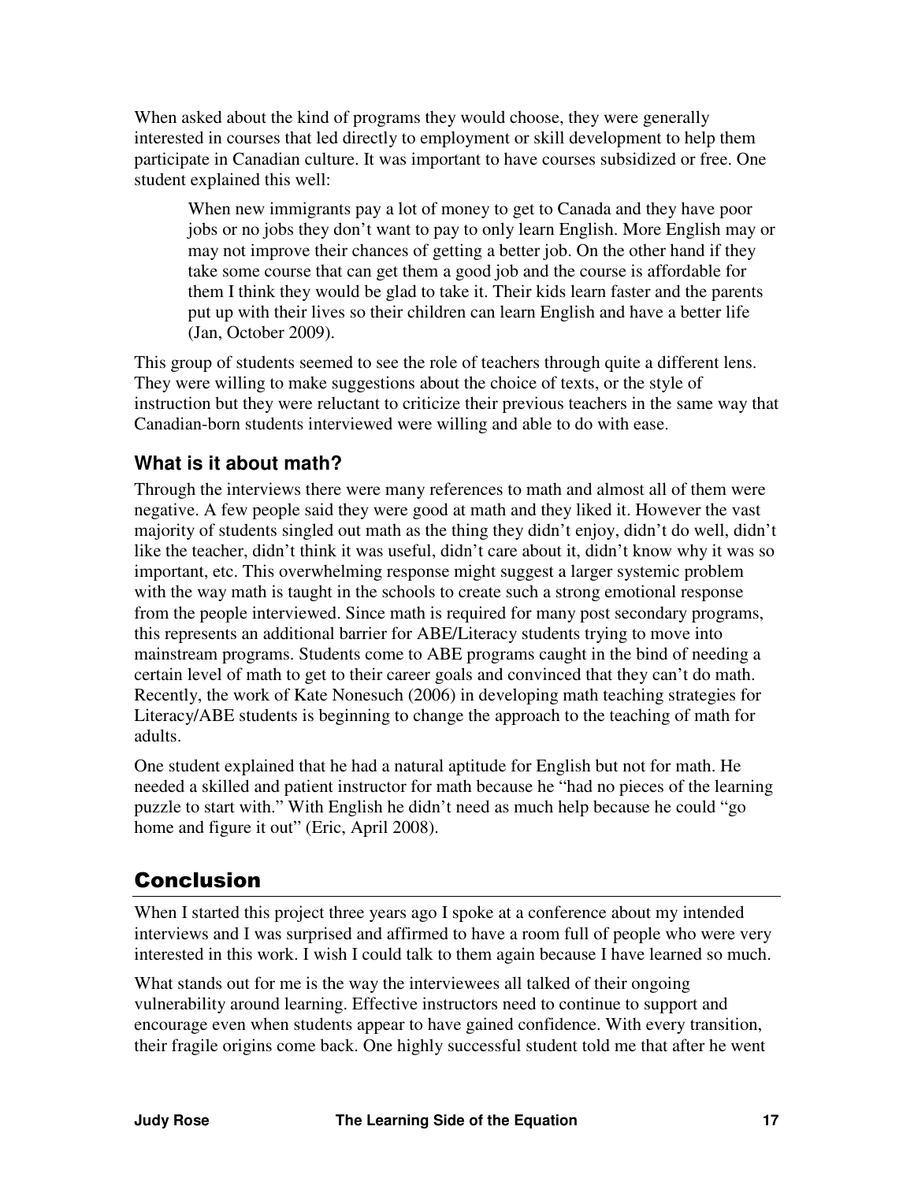When asked about the kind of programs they would choose, they were generally interested in courses that led directly to employment or skill development to help them participate in Canadian culture. It was important to have courses subsidized or free. One student explained this well:

> When new immigrants pay a lot of money to get to Canada and they have poor jobs or no jobs they don't want to pay to only learn English. More English may or may not improve their chances of getting a better job. On the other hand if they take some course that can get them a good job and the course is affordable for them I think they would be glad to take it. Their kids learn faster and the parents put up with their lives so their children can learn English and have a better life (Jan, October 2009).

This group of students seemed to see the role of teachers through quite a different lens. They were willing to make suggestions about the choice of texts, or the style of instruction but they were reluctant to criticize their previous teachers in the same way that Canadian-born students interviewed were willing and able to do with ease.

### What is it about math?

Through the interviews there were many references to math and almost all of them were negative. A few people said they were good at math and they liked it. However the vast majority of students singled out math as the thing they didn't enjoy, didn't do well, didn't like the teacher, didn't think it was useful, didn't care about it, didn't know why it was so important, etc. This overwhelming response might suggest a larger systemic problem with the way math is taught in the schools to create such a strong emotional response from the people interviewed. Since math is required for many post secondary programs, this represents an additional barrier for ABE/Literacy students trying to move into mainstream programs. Students come to ABE programs caught in the bind of needing a certain level of math to get to their career goals and convinced that they can't do math. Recently, the work of Kate Nonesuch (2006) in developing math teaching strategies for Literacy/ABE students is beginning to change the approach to the teaching of math for adults.

One student explained that he had a natural aptitude for English but not for math. He needed a skilled and patient instructor for math because he "had no pieces of the learning puzzle to start with." With English he didn't need as much help because he could "go home and figure it out" (Eric, April 2008).

## Conclusion

When I started this project three years ago I spoke at a conference about my intended interviews and I was surprised and affirmed to have a room full of people who were very interested in this work. I wish I could talk to them again because I have learned so much.

What stands out for me is the way the interviewees all talked of their ongoing vulnerability around learning. Effective instructors need to continue to support and encourage even when students appear to have gained confidence. With every transition, their fragile origins come back. One highly successful student told me that after he went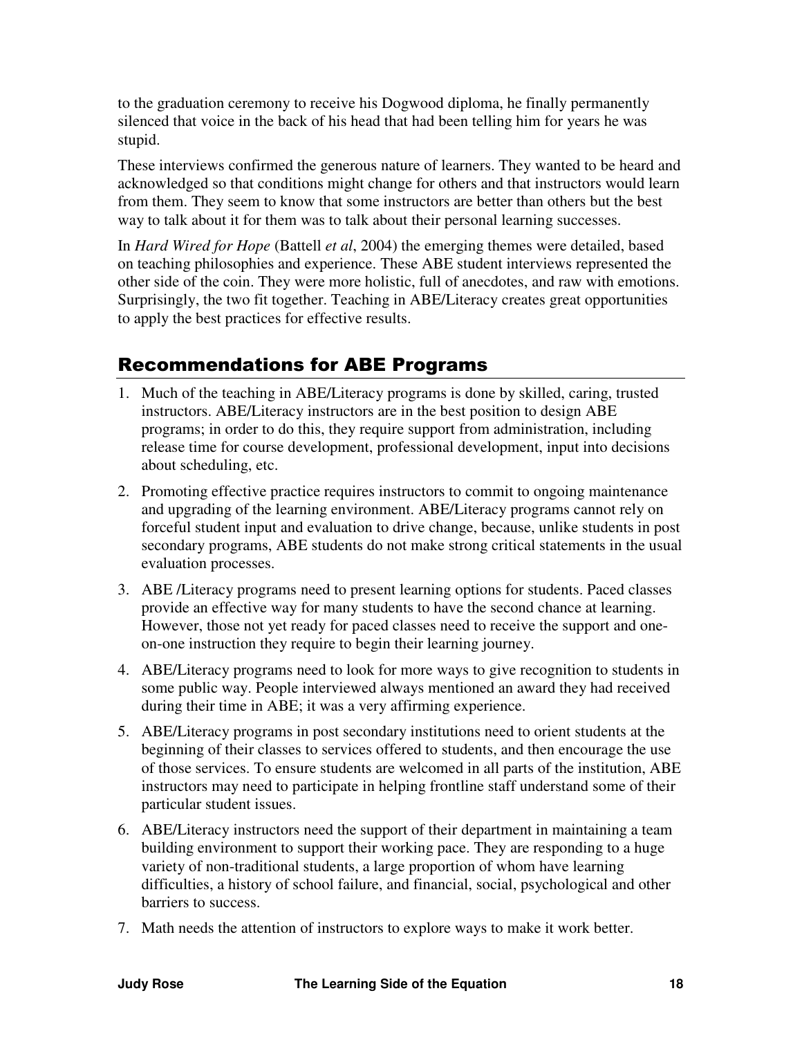to the graduation ceremony to receive his Dogwood diploma, he finally permanently silenced that voice in the back of his head that had been telling him for years he was stupid.

These interviews confirmed the generous nature of learners. They wanted to be heard and acknowledged so that conditions might change for others and that instructors would learn from them. They seem to know that some instructors are better than others but the best way to talk about it for them was to talk about their personal learning successes.

In *Hard Wired for Hope* (Battell *et al*, 2004) the emerging themes were detailed, based on teaching philosophies and experience. These ABE student interviews represented the other side of the coin. They were more holistic, full of anecdotes, and raw with emotions. Surprisingly, the two fit together. Teaching in ABE/Literacy creates great opportunities to apply the best practices for effective results.

## Recommendations for ABE Programs

1. Much of the teaching in ABE/Literacy programs is done by skilled, caring, trusted instructors. ABE/Literacy instructors are in the best position to design ABE programs; in order to do this, they require support from administration, including release time for course development, professional development, input into decisions about scheduling, etc.
2. Promoting effective practice requires instructors to commit to ongoing maintenance and upgrading of the learning environment. ABE/Literacy programs cannot rely on forceful student input and evaluation to drive change, because, unlike students in post secondary programs, ABE students do not make strong critical statements in the usual evaluation processes.
3. ABE /Literacy programs need to present learning options for students. Paced classes provide an effective way for many students to have the second chance at learning. However, those not yet ready for paced classes need to receive the support and one-on-one instruction they require to begin their learning journey.
4. ABE/Literacy programs need to look for more ways to give recognition to students in some public way. People interviewed always mentioned an award they had received during their time in ABE; it was a very affirming experience.
5. ABE/Literacy programs in post secondary institutions need to orient students at the beginning of their classes to services offered to students, and then encourage the use of those services. To ensure students are welcomed in all parts of the institution, ABE instructors may need to participate in helping frontline staff understand some of their particular student issues.
6. ABE/Literacy instructors need the support of their department in maintaining a team building environment to support their working pace. They are responding to a huge variety of non-traditional students, a large proportion of whom have learning difficulties, a history of school failure, and financial, social, psychological and other barriers to success.
7. Math needs the attention of instructors to explore ways to make it work better.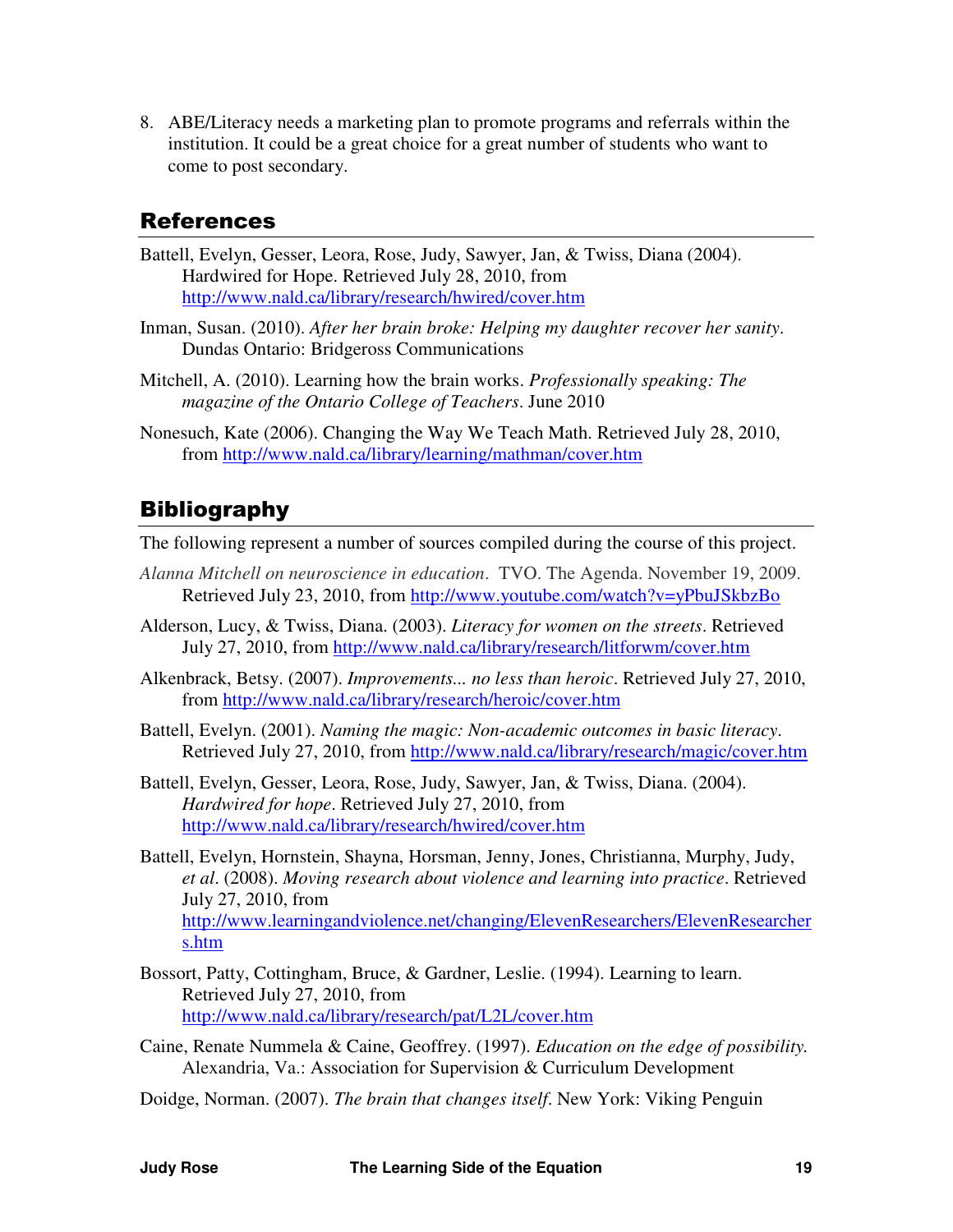8. ABE/Literacy needs a marketing plan to promote programs and referrals within the institution. It could be a great choice for a great number of students who want to come to post secondary.

## References

Battell, Evelyn, Gesser, Leora, Rose, Judy, Sawyer, Jan, & Twiss, Diana (2004). Hardwired for Hope. Retrieved July 28, 2010, from http://www.nald.ca/library/research/hwired/cover.htm

Inman, Susan. (2010). *After her brain broke: Helping my daughter recover her sanity*. Dundas Ontario: Bridgeross Communications

Mitchell, A. (2010). Learning how the brain works. *Professionally speaking: The magazine of the Ontario College of Teachers*. June 2010

Nonesuch, Kate (2006). Changing the Way We Teach Math. Retrieved July 28, 2010, from http://www.nald.ca/library/learning/mathman/cover.htm

## Bibliography

The following represent a number of sources compiled during the course of this project.

*Alanna Mitchell on neuroscience in education*. TVO. The Agenda. November 19, 2009. Retrieved July 23, 2010, from http://www.youtube.com/watch?v=yPbuJSkbzBo

Alderson, Lucy, & Twiss, Diana. (2003). *Literacy for women on the streets*. Retrieved July 27, 2010, from http://www.nald.ca/library/research/litforwm/cover.htm

Alkenbrack, Betsy. (2007). *Improvements... no less than heroic*. Retrieved July 27, 2010, from http://www.nald.ca/library/research/heroic/cover.htm

Battell, Evelyn. (2001). *Naming the magic: Non-academic outcomes in basic literacy*. Retrieved July 27, 2010, from http://www.nald.ca/library/research/magic/cover.htm

Battell, Evelyn, Gesser, Leora, Rose, Judy, Sawyer, Jan, & Twiss, Diana. (2004). *Hardwired for hope*. Retrieved July 27, 2010, from http://www.nald.ca/library/research/hwired/cover.htm

Battell, Evelyn, Hornstein, Shayna, Horsman, Jenny, Jones, Christianna, Murphy, Judy, *et al*. (2008). *Moving research about violence and learning into practice*. Retrieved July 27, 2010, from http://www.learningandviolence.net/changing/ElevenResearchers/ElevenResearchers.htm

Bossort, Patty, Cottingham, Bruce, & Gardner, Leslie. (1994). Learning to learn. Retrieved July 27, 2010, from http://www.nald.ca/library/research/pat/L2L/cover.htm

Caine, Renate Nummela & Caine, Geoffrey. (1997). *Education on the edge of possibility.* Alexandria, Va.: Association for Supervision & Curriculum Development

Doidge, Norman. (2007). *The brain that changes itself*. New York: Viking Penguin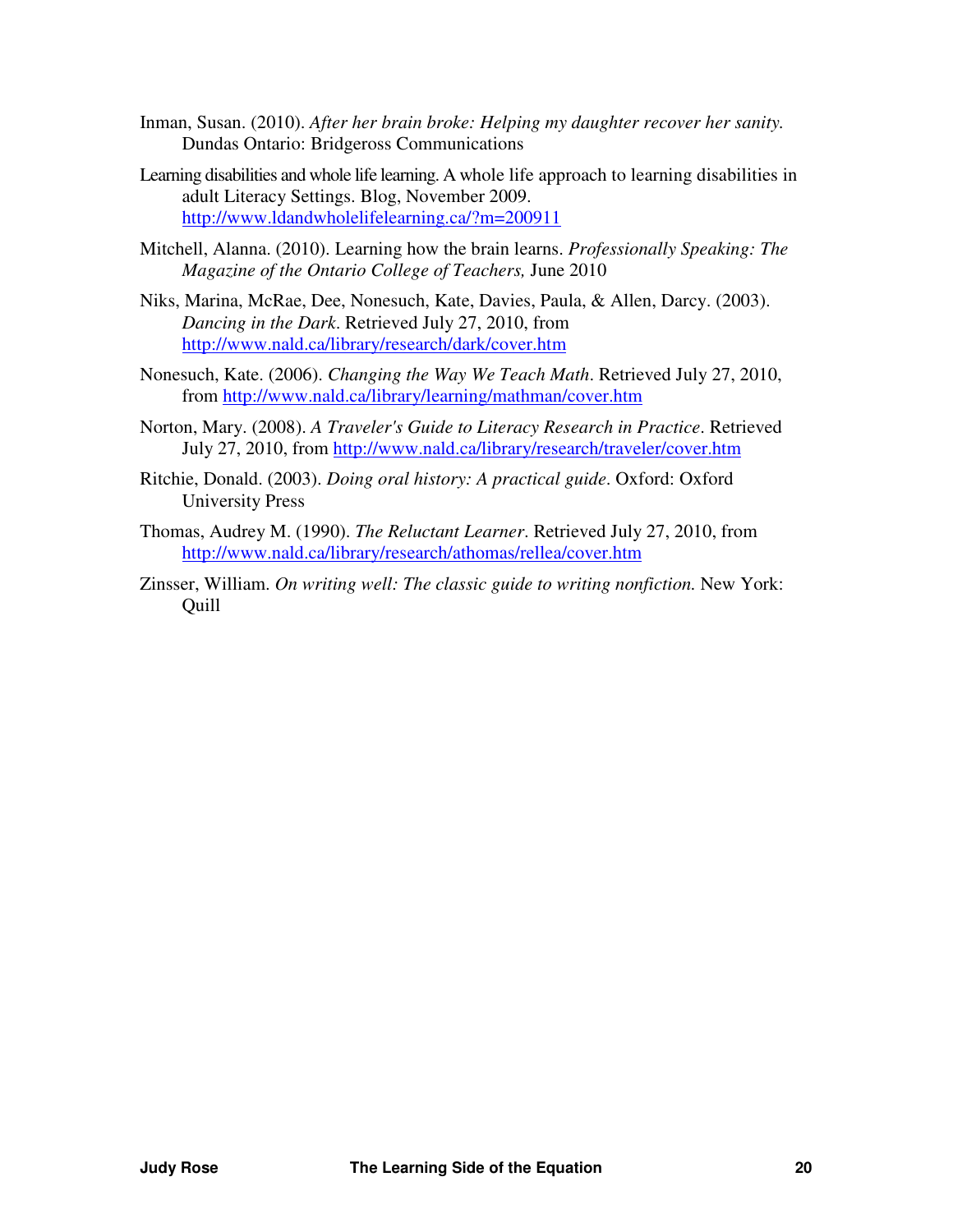Inman, Susan. (2010). *After her brain broke: Helping my daughter recover her sanity.* Dundas Ontario: Bridgeross Communications

Learning disabilities and whole life learning. A whole life approach to learning disabilities in adult Literacy Settings. Blog, November 2009. http://www.ldandwholelifelearning.ca/?m=200911

Mitchell, Alanna. (2010). Learning how the brain learns. *Professionally Speaking: The Magazine of the Ontario College of Teachers,* June 2010

Niks, Marina, McRae, Dee, Nonesuch, Kate, Davies, Paula, & Allen, Darcy. (2003). *Dancing in the Dark*. Retrieved July 27, 2010, from http://www.nald.ca/library/research/dark/cover.htm

Nonesuch, Kate. (2006). *Changing the Way We Teach Math*. Retrieved July 27, 2010, from http://www.nald.ca/library/learning/mathman/cover.htm

Norton, Mary. (2008). *A Traveler's Guide to Literacy Research in Practice*. Retrieved July 27, 2010, from http://www.nald.ca/library/research/traveler/cover.htm

Ritchie, Donald. (2003). *Doing oral history: A practical guide*. Oxford: Oxford University Press

Thomas, Audrey M. (1990). *The Reluctant Learner*. Retrieved July 27, 2010, from http://www.nald.ca/library/research/athomas/rellea/cover.htm

Zinsser, William. *On writing well: The classic guide to writing nonfiction.* New York: Quill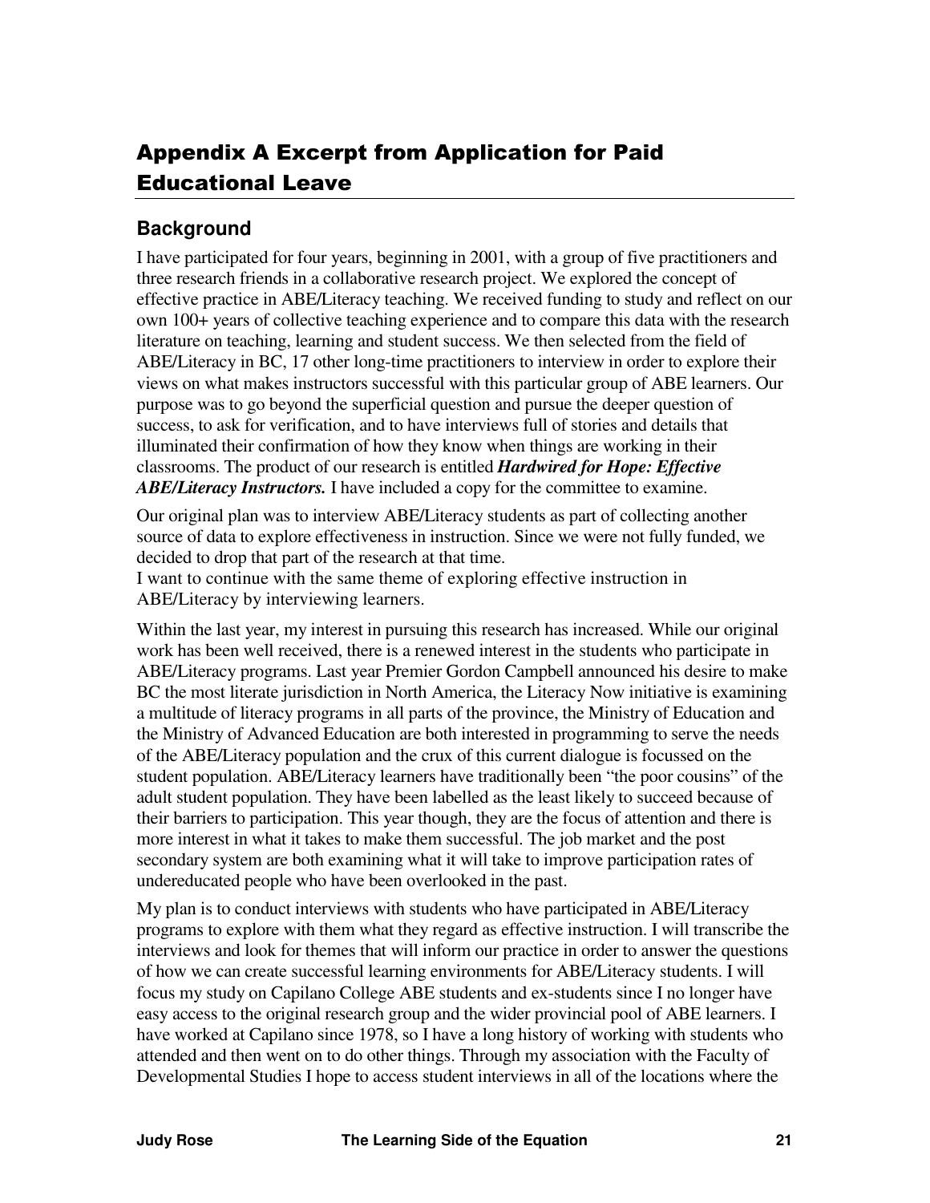# Appendix A Excerpt from Application for Paid Educational Leave

## Background

I have participated for four years, beginning in 2001, with a group of five practitioners and three research friends in a collaborative research project. We explored the concept of effective practice in ABE/Literacy teaching. We received funding to study and reflect on our own 100+ years of collective teaching experience and to compare this data with the research literature on teaching, learning and student success. We then selected from the field of ABE/Literacy in BC, 17 other long-time practitioners to interview in order to explore their views on what makes instructors successful with this particular group of ABE learners. Our purpose was to go beyond the superficial question and pursue the deeper question of success, to ask for verification, and to have interviews full of stories and details that illuminated their confirmation of how they know when things are working in their classrooms. The product of our research is entitled ***Hardwired for Hope: Effective ABE/Literacy Instructors.*** I have included a copy for the committee to examine.

Our original plan was to interview ABE/Literacy students as part of collecting another source of data to explore effectiveness in instruction. Since we were not fully funded, we decided to drop that part of the research at that time.
I want to continue with the same theme of exploring effective instruction in ABE/Literacy by interviewing learners.

Within the last year, my interest in pursuing this research has increased. While our original work has been well received, there is a renewed interest in the students who participate in ABE/Literacy programs. Last year Premier Gordon Campbell announced his desire to make BC the most literate jurisdiction in North America, the Literacy Now initiative is examining a multitude of literacy programs in all parts of the province, the Ministry of Education and the Ministry of Advanced Education are both interested in programming to serve the needs of the ABE/Literacy population and the crux of this current dialogue is focussed on the student population. ABE/Literacy learners have traditionally been "the poor cousins" of the adult student population. They have been labelled as the least likely to succeed because of their barriers to participation. This year though, they are the focus of attention and there is more interest in what it takes to make them successful. The job market and the post secondary system are both examining what it will take to improve participation rates of undereducated people who have been overlooked in the past.

My plan is to conduct interviews with students who have participated in ABE/Literacy programs to explore with them what they regard as effective instruction. I will transcribe the interviews and look for themes that will inform our practice in order to answer the questions of how we can create successful learning environments for ABE/Literacy students. I will focus my study on Capilano College ABE students and ex-students since I no longer have easy access to the original research group and the wider provincial pool of ABE learners. I have worked at Capilano since 1978, so I have a long history of working with students who attended and then went on to do other things. Through my association with the Faculty of Developmental Studies I hope to access student interviews in all of the locations where the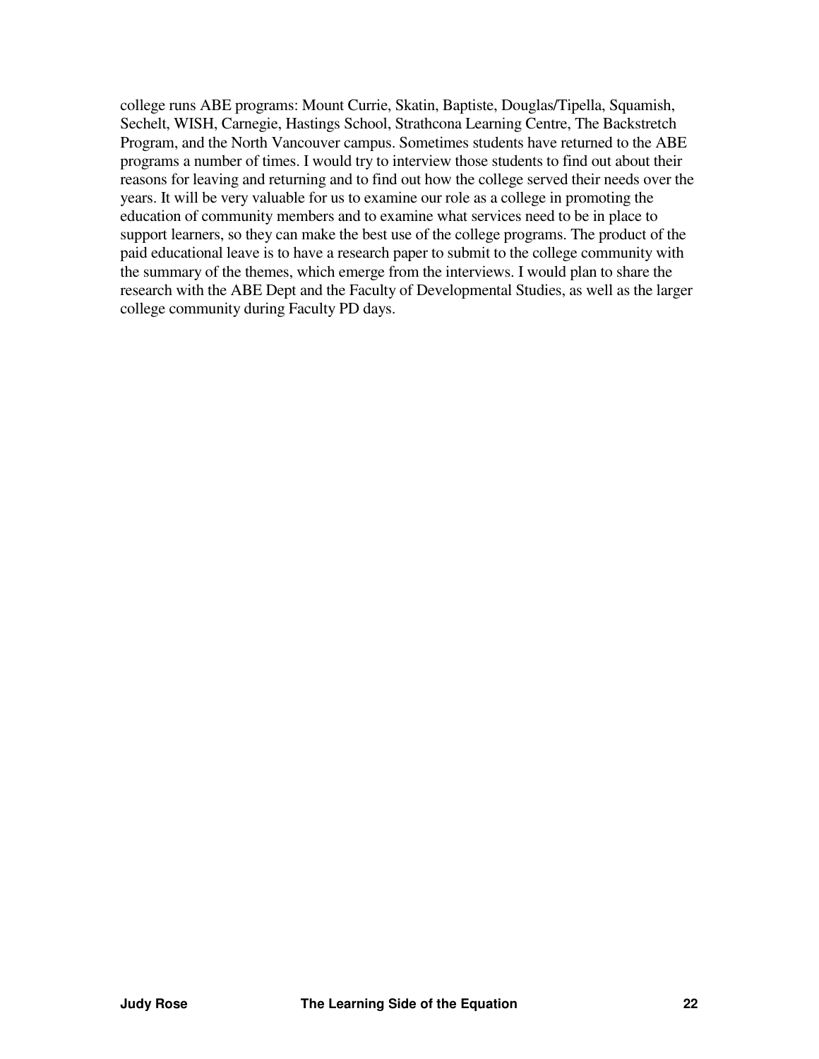college runs ABE programs: Mount Currie, Skatin, Baptiste, Douglas/Tipella, Squamish, Sechelt, WISH, Carnegie, Hastings School, Strathcona Learning Centre, The Backstretch Program, and the North Vancouver campus. Sometimes students have returned to the ABE programs a number of times. I would try to interview those students to find out about their reasons for leaving and returning and to find out how the college served their needs over the years. It will be very valuable for us to examine our role as a college in promoting the education of community members and to examine what services need to be in place to support learners, so they can make the best use of the college programs. The product of the paid educational leave is to have a research paper to submit to the college community with the summary of the themes, which emerge from the interviews. I would plan to share the research with the ABE Dept and the Faculty of Developmental Studies, as well as the larger college community during Faculty PD days.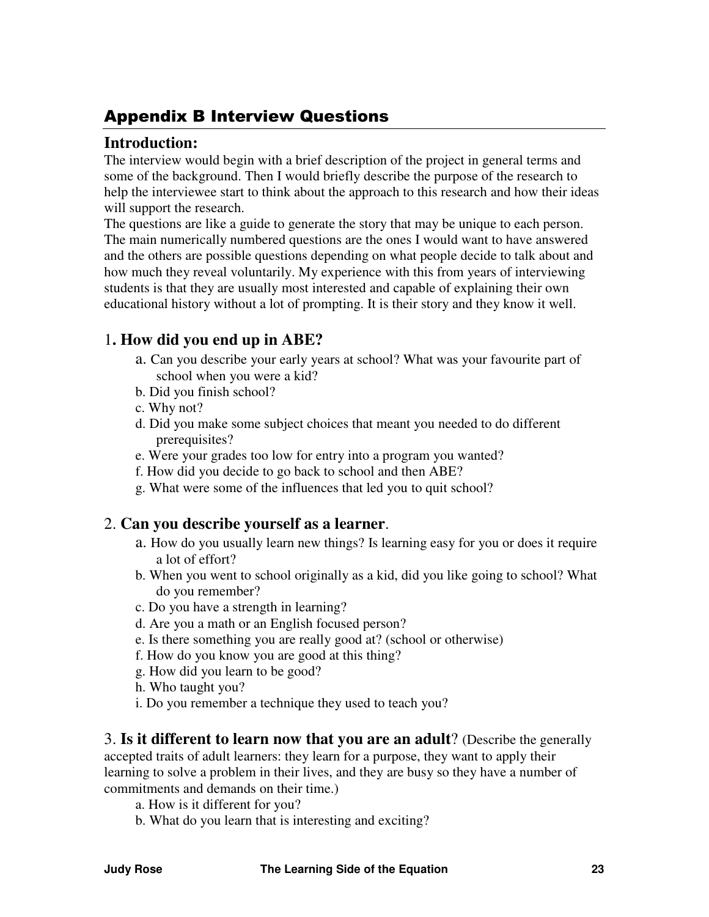## Appendix B Interview Questions

### Introduction:

The interview would begin with a brief description of the project in general terms and some of the background. Then I would briefly describe the purpose of the research to help the interviewee start to think about the approach to this research and how their ideas will support the research.

The questions are like a guide to generate the story that may be unique to each person. The main numerically numbered questions are the ones I would want to have answered and the others are possible questions depending on what people decide to talk about and how much they reveal voluntarily. My experience with this from years of interviewing students is that they are usually most interested and capable of explaining their own educational history without a lot of prompting. It is their story and they know it well.

### 1. How did you end up in ABE?

a. Can you describe your early years at school? What was your favourite part of school when you were a kid?  
b. Did you finish school?  
c. Why not?  
d. Did you make some subject choices that meant you needed to do different prerequisites?  
e. Were your grades too low for entry into a program you wanted?  
f. How did you decide to go back to school and then ABE?  
g. What were some of the influences that led you to quit school?

### 2. Can you describe yourself as a learner.

a. How do you usually learn new things? Is learning easy for you or does it require a lot of effort?  
b. When you went to school originally as a kid, did you like going to school? What do you remember?  
c. Do you have a strength in learning?  
d. Are you a math or an English focused person?  
e. Is there something you are really good at? (school or otherwise)  
f. How do you know you are good at this thing?  
g. How did you learn to be good?  
h. Who taught you?  
i. Do you remember a technique they used to teach you?

### 3. **Is it different to learn now that you are an adult**? (Describe the generally accepted traits of adult learners: they learn for a purpose, they want to apply their learning to solve a problem in their lives, and they are busy so they have a number of commitments and demands on their time.)

a. How is it different for you?  
b. What do you learn that is interesting and exciting?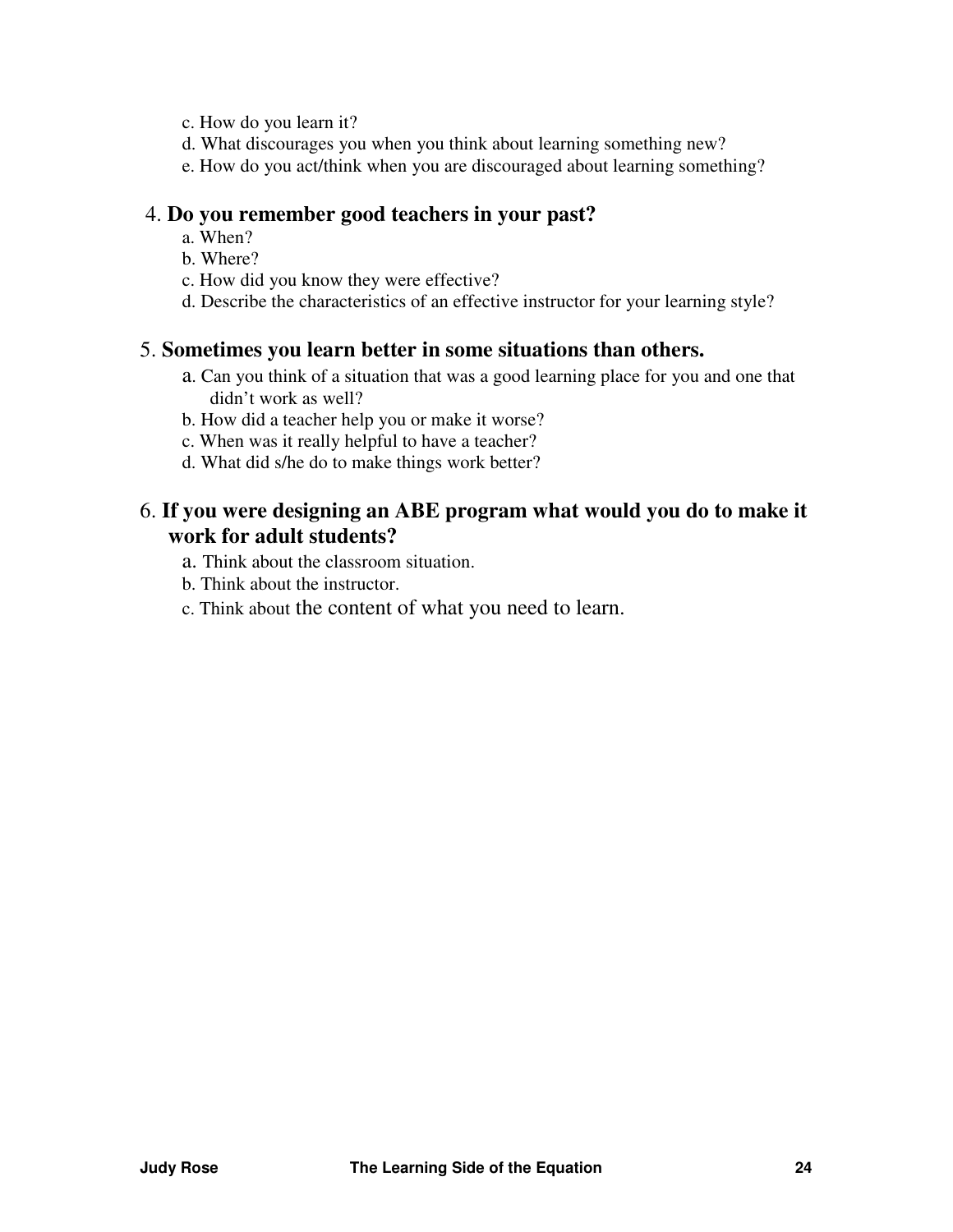c. How do you learn it?
d. What discourages you when you think about learning something new?
e. How do you act/think when you are discouraged about learning something?

4. **Do you remember good teachers in your past?**
   a. When?
   b. Where?
   c. How did you know they were effective?
   d. Describe the characteristics of an effective instructor for your learning style?

5. **Sometimes you learn better in some situations than others.**
   a. Can you think of a situation that was a good learning place for you and one that didn't work as well?
   b. How did a teacher help you or make it worse?
   c. When was it really helpful to have a teacher?
   d. What did s/he do to make things work better?

6. **If you were designing an ABE program what would you do to make it work for adult students?**
   a. Think about the classroom situation.
   b. Think about the instructor.
   c. Think about the content of what you need to learn.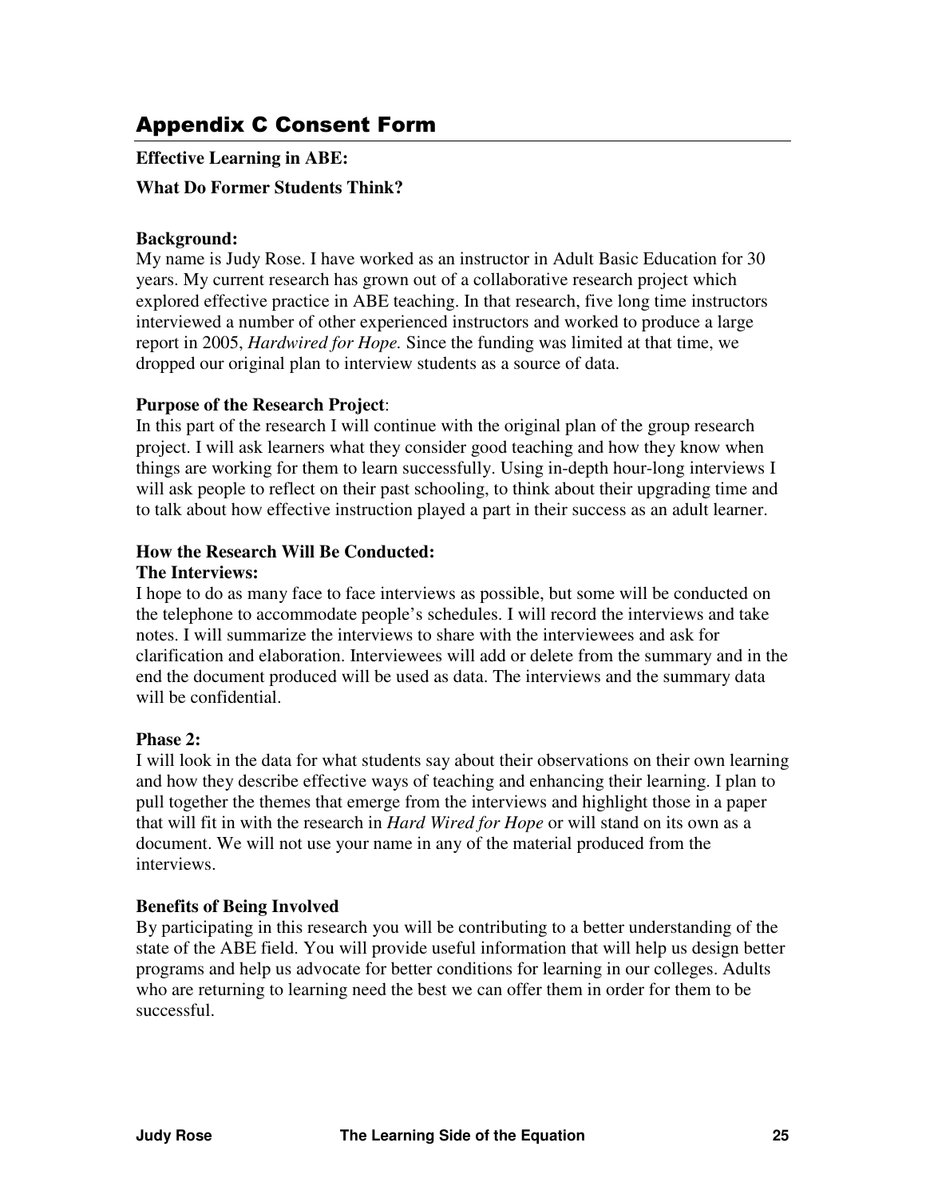## Appendix C Consent Form

**Effective Learning in ABE:**

**What Do Former Students Think?**

**Background:**
My name is Judy Rose. I have worked as an instructor in Adult Basic Education for 30 years. My current research has grown out of a collaborative research project which explored effective practice in ABE teaching. In that research, five long time instructors interviewed a number of other experienced instructors and worked to produce a large report in 2005, *Hardwired for Hope.* Since the funding was limited at that time, we dropped our original plan to interview students as a source of data.

**Purpose of the Research Project**:
In this part of the research I will continue with the original plan of the group research project. I will ask learners what they consider good teaching and how they know when things are working for them to learn successfully. Using in-depth hour-long interviews I will ask people to reflect on their past schooling, to think about their upgrading time and to talk about how effective instruction played a part in their success as an adult learner.

**How the Research Will Be Conducted:**
**The Interviews:**
I hope to do as many face to face interviews as possible, but some will be conducted on the telephone to accommodate people's schedules. I will record the interviews and take notes. I will summarize the interviews to share with the interviewees and ask for clarification and elaboration. Interviewees will add or delete from the summary and in the end the document produced will be used as data. The interviews and the summary data will be confidential.

**Phase 2:**
I will look in the data for what students say about their observations on their own learning and how they describe effective ways of teaching and enhancing their learning. I plan to pull together the themes that emerge from the interviews and highlight those in a paper that will fit in with the research in *Hard Wired for Hope* or will stand on its own as a document. We will not use your name in any of the material produced from the interviews.

**Benefits of Being Involved**
By participating in this research you will be contributing to a better understanding of the state of the ABE field. You will provide useful information that will help us design better programs and help us advocate for better conditions for learning in our colleges. Adults who are returning to learning need the best we can offer them in order for them to be successful.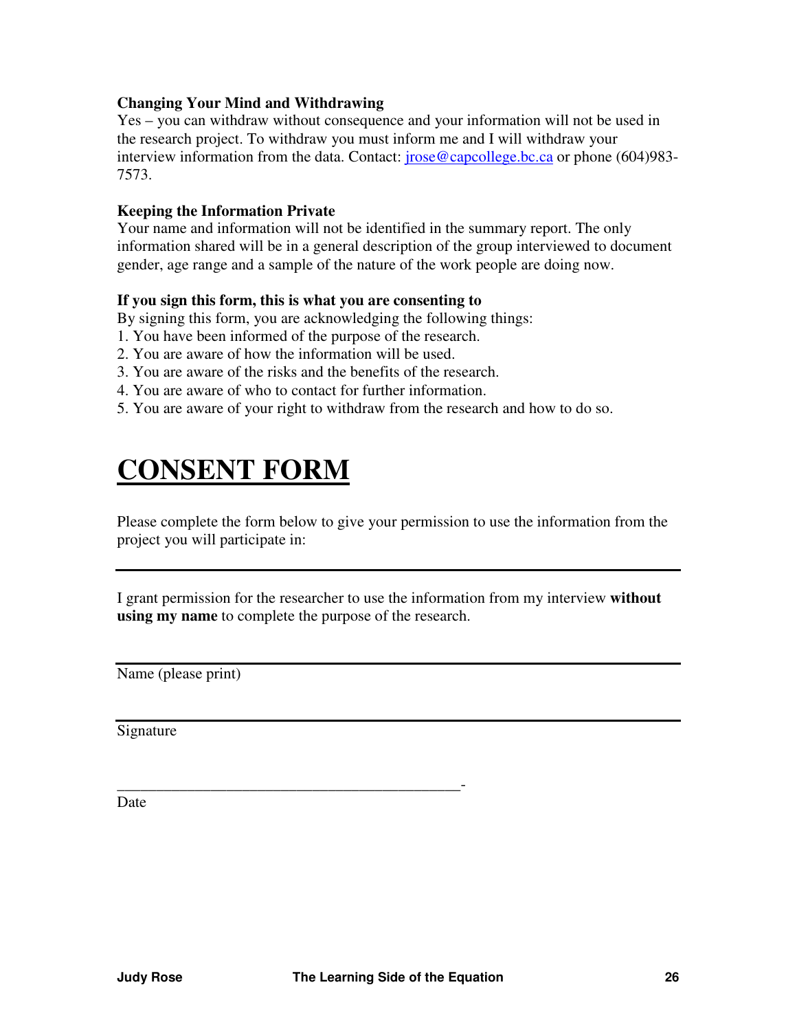**Changing Your Mind and Withdrawing**

Yes – you can withdraw without consequence and your information will not be used in the research project. To withdraw you must inform me and I will withdraw your interview information from the data. Contact: jrose@capcollege.bc.ca or phone (604)983-7573.

**Keeping the Information Private**

Your name and information will not be identified in the summary report. The only information shared will be in a general description of the group interviewed to document gender, age range and a sample of the nature of the work people are doing now.

**If you sign this form, this is what you are consenting to**

By signing this form, you are acknowledging the following things:

1. You have been informed of the purpose of the research.
2. You are aware of how the information will be used.
3. You are aware of the risks and the benefits of the research.
4. You are aware of who to contact for further information.
5. You are aware of your right to withdraw from the research and how to do so.

# CONSENT FORM

Please complete the form below to give your permission to use the information from the project you will participate in:

---

I grant permission for the researcher to use the information from my interview **without using my name** to complete the purpose of the research.

---

Name (please print)

---

Signature

____________________________________________-

Date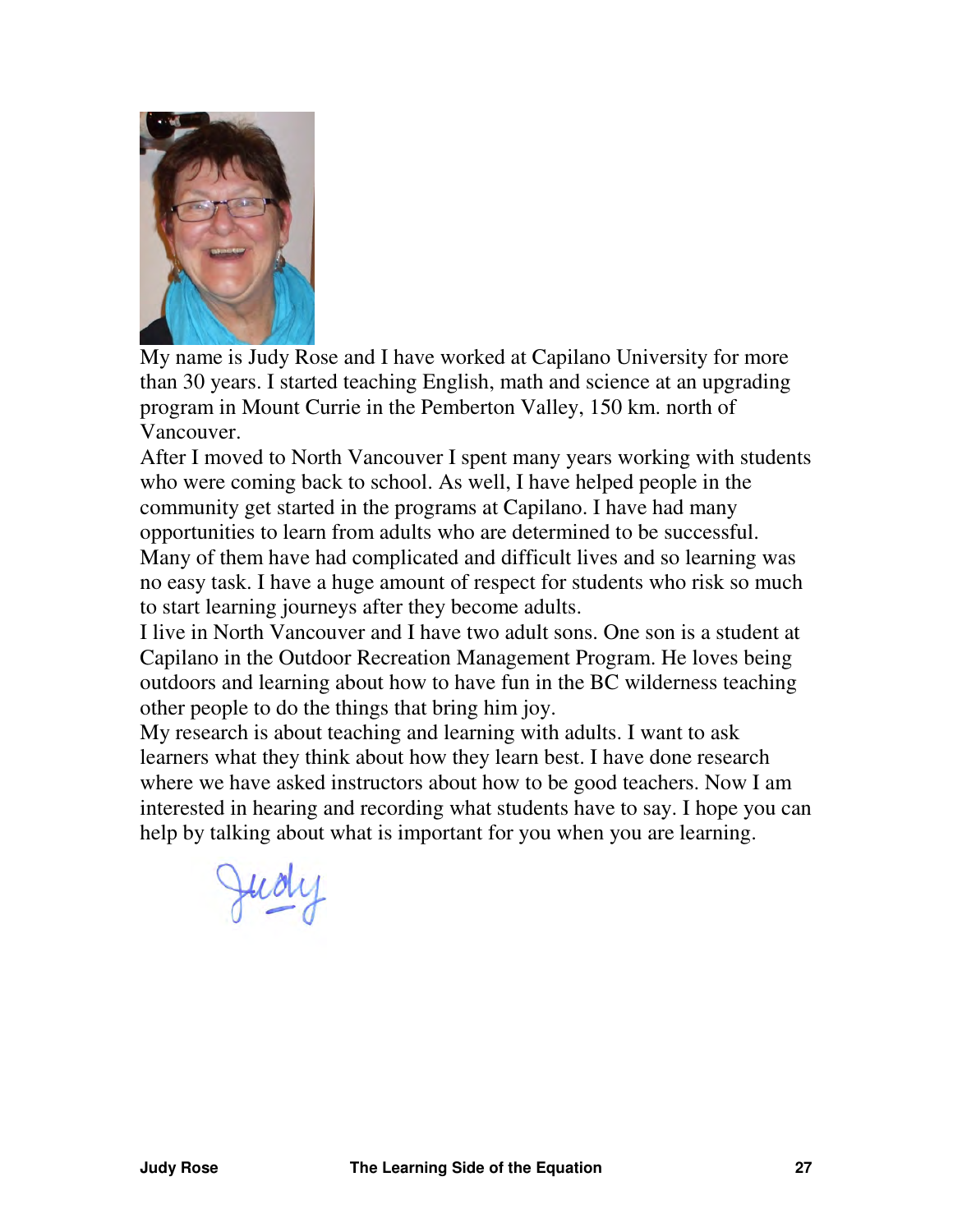My name is Judy Rose and I have worked at Capilano University for more than 30 years. I started teaching English, math and science at an upgrading program in Mount Currie in the Pemberton Valley, 150 km. north of Vancouver.

After I moved to North Vancouver I spent many years working with students who were coming back to school. As well, I have helped people in the community get started in the programs at Capilano. I have had many opportunities to learn from adults who are determined to be successful. Many of them have had complicated and difficult lives and so learning was no easy task. I have a huge amount of respect for students who risk so much to start learning journeys after they become adults.

I live in North Vancouver and I have two adult sons. One son is a student at Capilano in the Outdoor Recreation Management Program. He loves being outdoors and learning about how to have fun in the BC wilderness teaching other people to do the things that bring him joy.

My research is about teaching and learning with adults. I want to ask learners what they think about how they learn best. I have done research where we have asked instructors about how to be good teachers. Now I am interested in hearing and recording what students have to say. I hope you can help by talking about what is important for you when you are learning.

Judy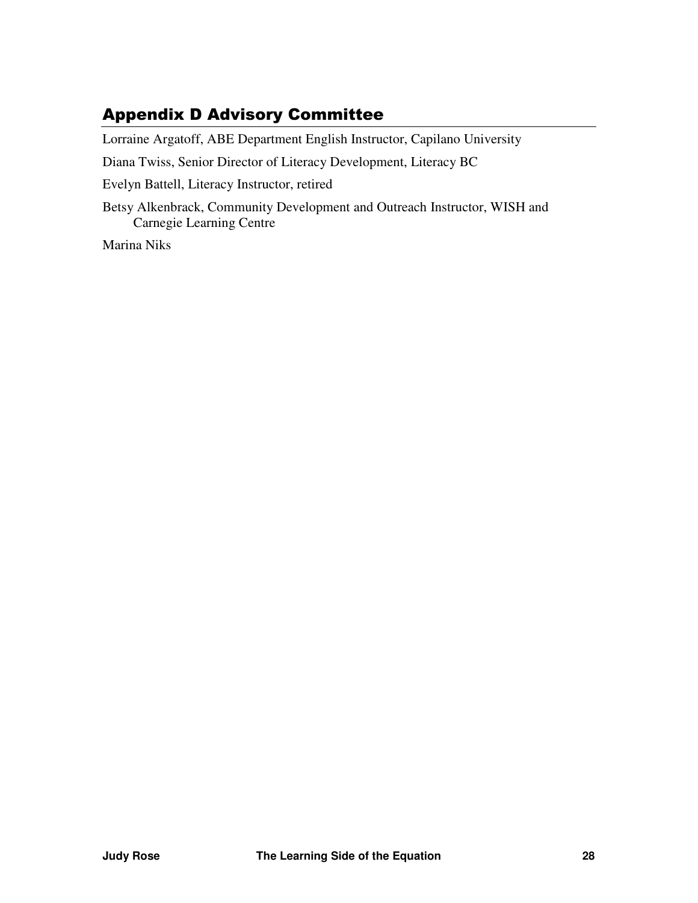## Appendix D Advisory Committee

Lorraine Argatoff, ABE Department English Instructor, Capilano University

Diana Twiss, Senior Director of Literacy Development, Literacy BC

Evelyn Battell, Literacy Instructor, retired

Betsy Alkenbrack, Community Development and Outreach Instructor, WISH and Carnegie Learning Centre

Marina Niks